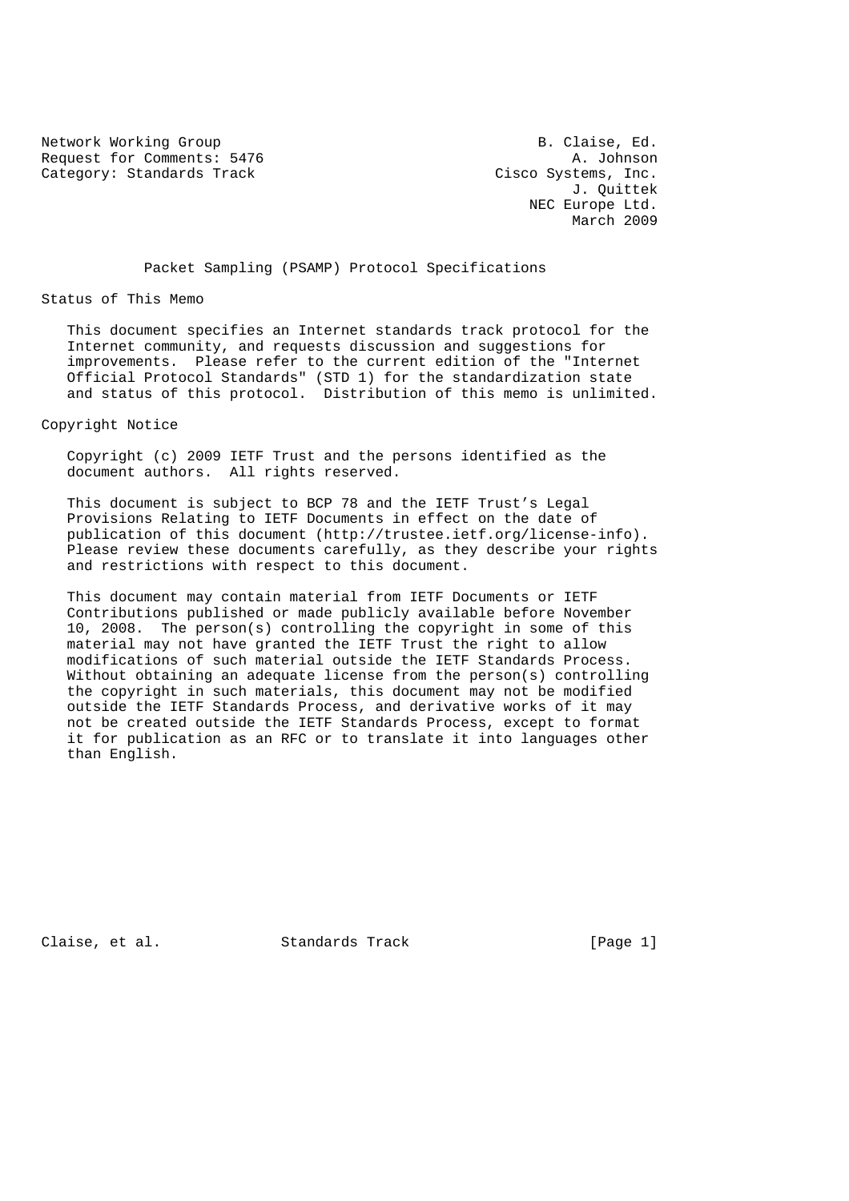Network Working Group
Request for Comments: 5476
Category: Standards Track

B. Claise, Ed.
A. Johnson
Cisco Systems, Inc.
J. Quittek
NEC Europe Ltd.
March 2009

# Packet Sampling (PSAMP) Protocol Specifications

## Status of This Memo

This document specifies an Internet standards track protocol for the Internet community, and requests discussion and suggestions for improvements. Please refer to the current edition of the "Internet Official Protocol Standards" (STD 1) for the standardization state and status of this protocol. Distribution of this memo is unlimited.

## Copyright Notice

Copyright (c) 2009 IETF Trust and the persons identified as the document authors. All rights reserved.

This document is subject to BCP 78 and the IETF Trust's Legal Provisions Relating to IETF Documents in effect on the date of publication of this document (http://trustee.ietf.org/license-info). Please review these documents carefully, as they describe your rights and restrictions with respect to this document.

This document may contain material from IETF Documents or IETF Contributions published or made publicly available before November 10, 2008. The person(s) controlling the copyright in some of this material may not have granted the IETF Trust the right to allow modifications of such material outside the IETF Standards Process. Without obtaining an adequate license from the person(s) controlling the copyright in such materials, this document may not be modified outside the IETF Standards Process, and derivative works of it may not be created outside the IETF Standards Process, except to format it for publication as an RFC or to translate it into languages other than English.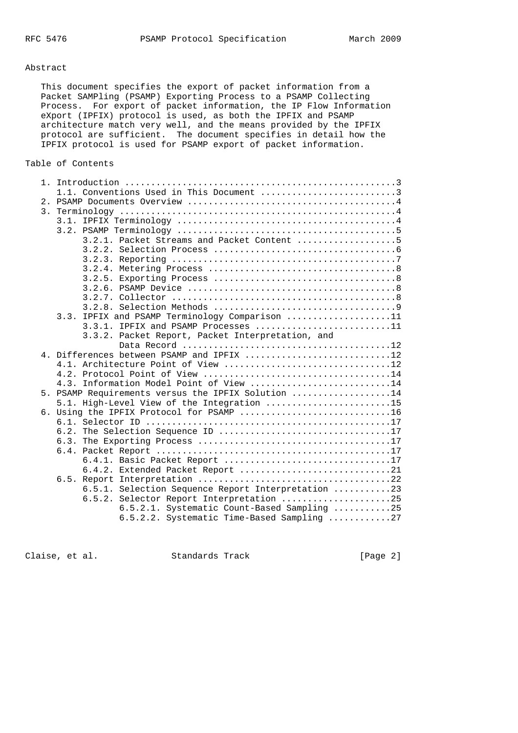## Abstract

This document specifies the export of packet information from a Packet SAMPling (PSAMP) Exporting Process to a PSAMP Collecting Process. For export of packet information, the IP Flow Information eXport (IPFIX) protocol is used, as both the IPFIX and PSAMP architecture match very well, and the means provided by the IPFIX protocol are sufficient. The document specifies in detail how the IPFIX protocol is used for PSAMP export of packet information.

## Table of Contents

```
   1. Introduction ....................................................3
      1.1. Conventions Used in This Document ..........................3
   2. PSAMP Documents Overview ........................................4
   3. Terminology .....................................................4
      3.1. IPFIX Terminology ..........................................4
      3.2. PSAMP Terminology ..........................................5
           3.2.1. Packet Streams and Packet Content ...................5
           3.2.2. Selection Process ...................................6
           3.2.3. Reporting ...........................................7
           3.2.4. Metering Process ....................................8
           3.2.5. Exporting Process ...................................8
           3.2.6. PSAMP Device ........................................8
           3.2.7. Collector ...........................................8
           3.2.8. Selection Methods ...................................9
      3.3. IPFIX and PSAMP Terminology Comparison ....................11
           3.3.1. IPFIX and PSAMP Processes ..........................11
           3.3.2. Packet Report, Packet Interpretation, and
                  Data Record ........................................12
   4. Differences between PSAMP and IPFIX ............................12
      4.1. Architecture Point of View ................................12
      4.2. Protocol Point of View ....................................14
      4.3. Information Model Point of View ...........................14
   5. PSAMP Requirements versus the IPFIX Solution ...................14
      5.1. High-Level View of the Integration ........................15
   6. Using the IPFIX Protocol for PSAMP .............................16
      6.1. Selector ID ...............................................17
      6.2. The Selection Sequence ID .................................17
      6.3. The Exporting Process .....................................17
      6.4. Packet Report .............................................17
           6.4.1. Basic Packet Report ................................17
           6.4.2. Extended Packet Report .............................21
      6.5. Report Interpretation .....................................22
           6.5.1. Selection Sequence Report Interpretation ...........23
           6.5.2. Selector Report Interpretation .....................25
                  6.5.2.1. Systematic Count-Based Sampling ...........25
                  6.5.2.2. Systematic Time-Based Sampling ............27
```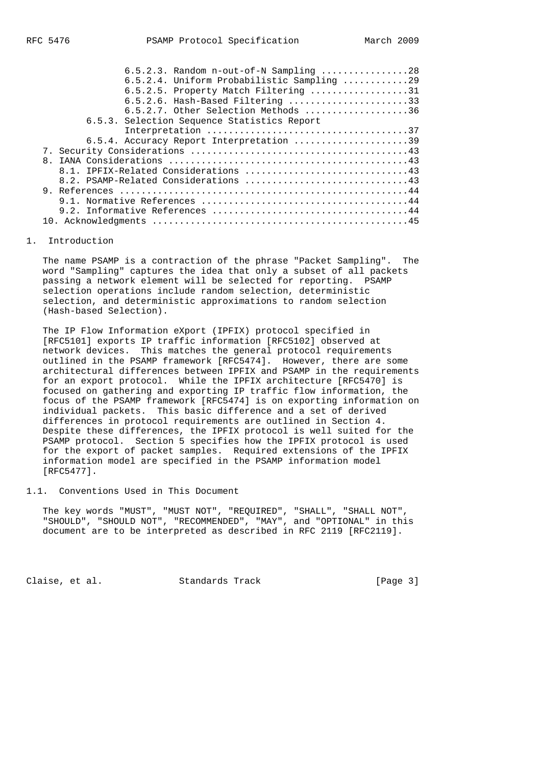6.5.2.3. Random n-out-of-N Sampling ................28
6.5.2.4. Uniform Probabilistic Sampling ............29
6.5.2.5. Property Match Filtering ..................31
6.5.2.6. Hash-Based Filtering ......................33
6.5.2.7. Other Selection Methods ...................36
6.5.3. Selection Sequence Statistics Report Interpretation ....................................37
6.5.4. Accuracy Report Interpretation .....................39
7. Security Considerations .......................................43
8. IANA Considerations ...........................................43
8.1. IPFIX-Related Considerations ..............................43
8.2. PSAMP-Related Considerations ..............................43
9. References ....................................................44
9.1. Normative References ......................................44
9.2. Informative References ....................................44
10. Acknowledgments ..............................................45

# 1. Introduction

The name PSAMP is a contraction of the phrase "Packet Sampling". The word "Sampling" captures the idea that only a subset of all packets passing a network element will be selected for reporting. PSAMP selection operations include random selection, deterministic selection, and deterministic approximations to random selection (Hash-based Selection).

The IP Flow Information eXport (IPFIX) protocol specified in [RFC5101] exports IP traffic information [RFC5102] observed at network devices. This matches the general protocol requirements outlined in the PSAMP framework [RFC5474]. However, there are some architectural differences between IPFIX and PSAMP in the requirements for an export protocol. While the IPFIX architecture [RFC5470] is focused on gathering and exporting IP traffic flow information, the focus of the PSAMP framework [RFC5474] is on exporting information on individual packets. This basic difference and a set of derived differences in protocol requirements are outlined in Section 4. Despite these differences, the IPFIX protocol is well suited for the PSAMP protocol. Section 5 specifies how the IPFIX protocol is used for the export of packet samples. Required extensions of the IPFIX information model are specified in the PSAMP information model [RFC5477].

## 1.1. Conventions Used in This Document

The key words "MUST", "MUST NOT", "REQUIRED", "SHALL", "SHALL NOT", "SHOULD", "SHOULD NOT", "RECOMMENDED", "MAY", and "OPTIONAL" in this document are to be interpreted as described in RFC 2119 [RFC2119].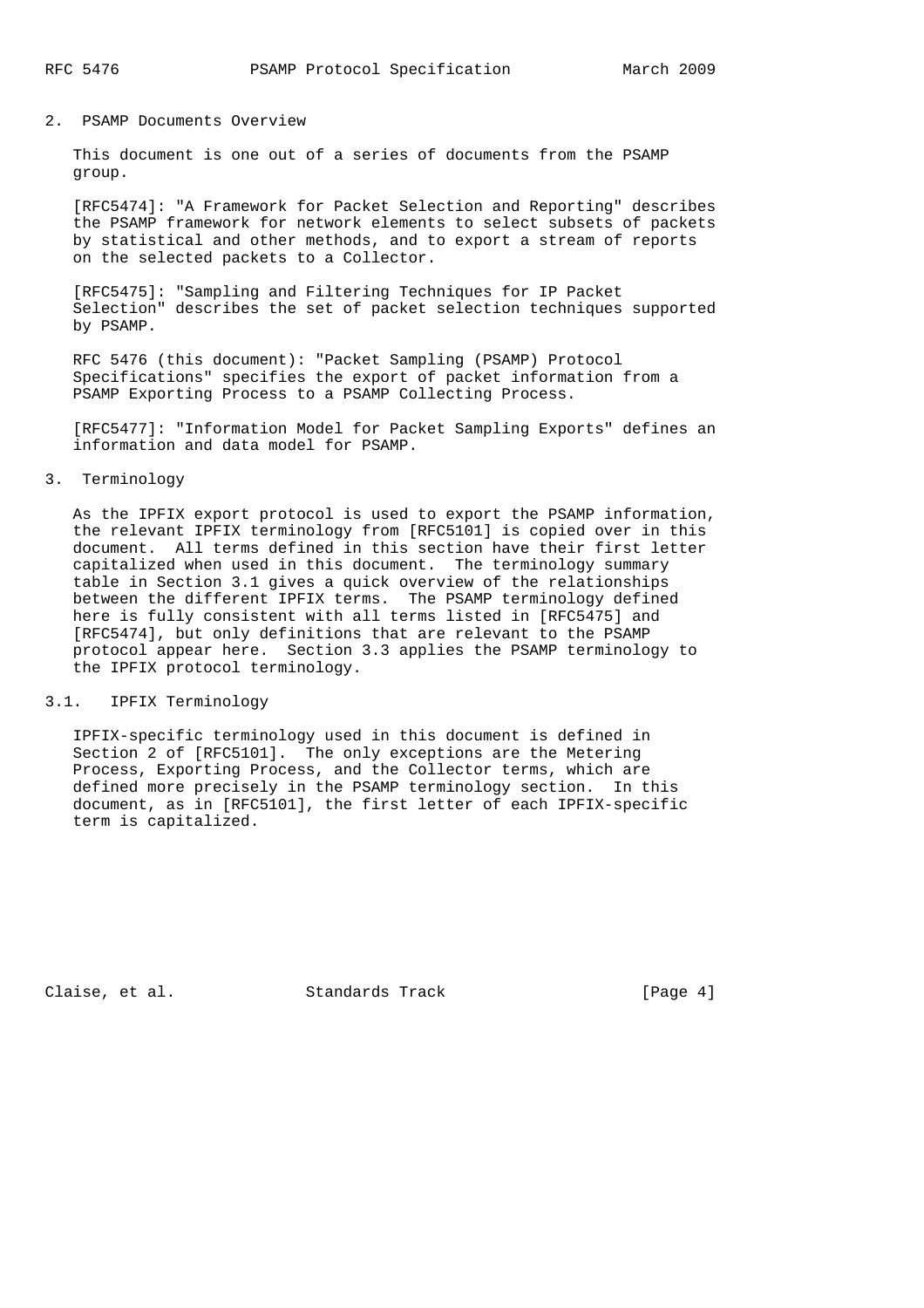## 2. PSAMP Documents Overview

This document is one out of a series of documents from the PSAMP group.

[RFC5474]: "A Framework for Packet Selection and Reporting" describes the PSAMP framework for network elements to select subsets of packets by statistical and other methods, and to export a stream of reports on the selected packets to a Collector.

[RFC5475]: "Sampling and Filtering Techniques for IP Packet Selection" describes the set of packet selection techniques supported by PSAMP.

RFC 5476 (this document): "Packet Sampling (PSAMP) Protocol Specifications" specifies the export of packet information from a PSAMP Exporting Process to a PSAMP Collecting Process.

[RFC5477]: "Information Model for Packet Sampling Exports" defines an information and data model for PSAMP.

## 3. Terminology

As the IPFIX export protocol is used to export the PSAMP information, the relevant IPFIX terminology from [RFC5101] is copied over in this document. All terms defined in this section have their first letter capitalized when used in this document. The terminology summary table in Section 3.1 gives a quick overview of the relationships between the different IPFIX terms. The PSAMP terminology defined here is fully consistent with all terms listed in [RFC5475] and [RFC5474], but only definitions that are relevant to the PSAMP protocol appear here. Section 3.3 applies the PSAMP terminology to the IPFIX protocol terminology.

### 3.1. IPFIX Terminology

IPFIX-specific terminology used in this document is defined in Section 2 of [RFC5101]. The only exceptions are the Metering Process, Exporting Process, and the Collector terms, which are defined more precisely in the PSAMP terminology section. In this document, as in [RFC5101], the first letter of each IPFIX-specific term is capitalized.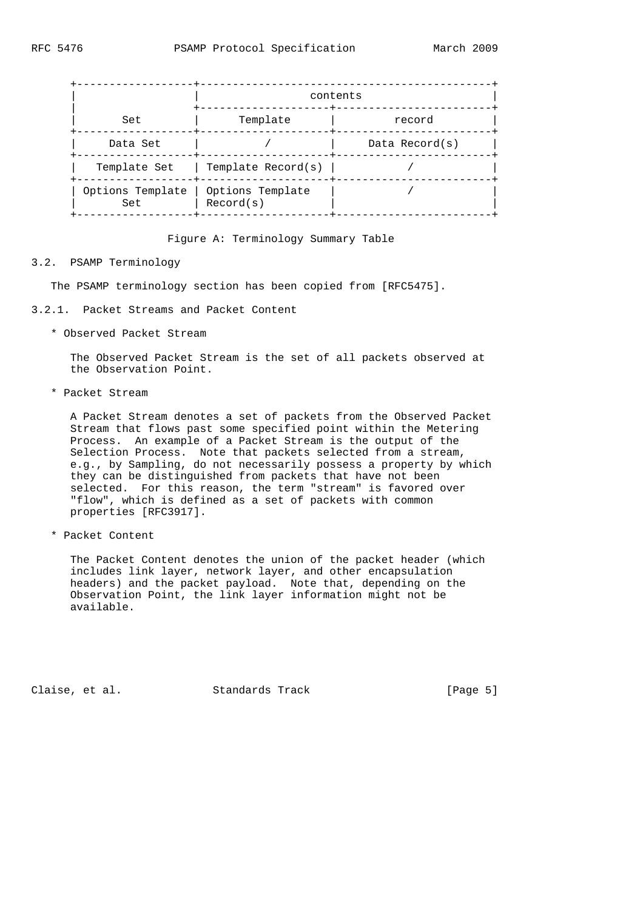| Set | contents | |
|---|---|---|
| | Template | record |
| Data Set | / | Data Record(s) |
| Template Set | Template Record(s) | / |
| Options Template Set | Options Template Record(s) | / |

Figure A: Terminology Summary Table

### 3.2. PSAMP Terminology

The PSAMP terminology section has been copied from [RFC5475].

#### 3.2.1. Packet Streams and Packet Content

* Observed Packet Stream

  The Observed Packet Stream is the set of all packets observed at the Observation Point.

* Packet Stream

  A Packet Stream denotes a set of packets from the Observed Packet Stream that flows past some specified point within the Metering Process. An example of a Packet Stream is the output of the Selection Process. Note that packets selected from a stream, e.g., by Sampling, do not necessarily possess a property by which they can be distinguished from packets that have not been selected. For this reason, the term "stream" is favored over "flow", which is defined as a set of packets with common properties [RFC3917].

* Packet Content

  The Packet Content denotes the union of the packet header (which includes link layer, network layer, and other encapsulation headers) and the packet payload. Note that, depending on the Observation Point, the link layer information might not be available.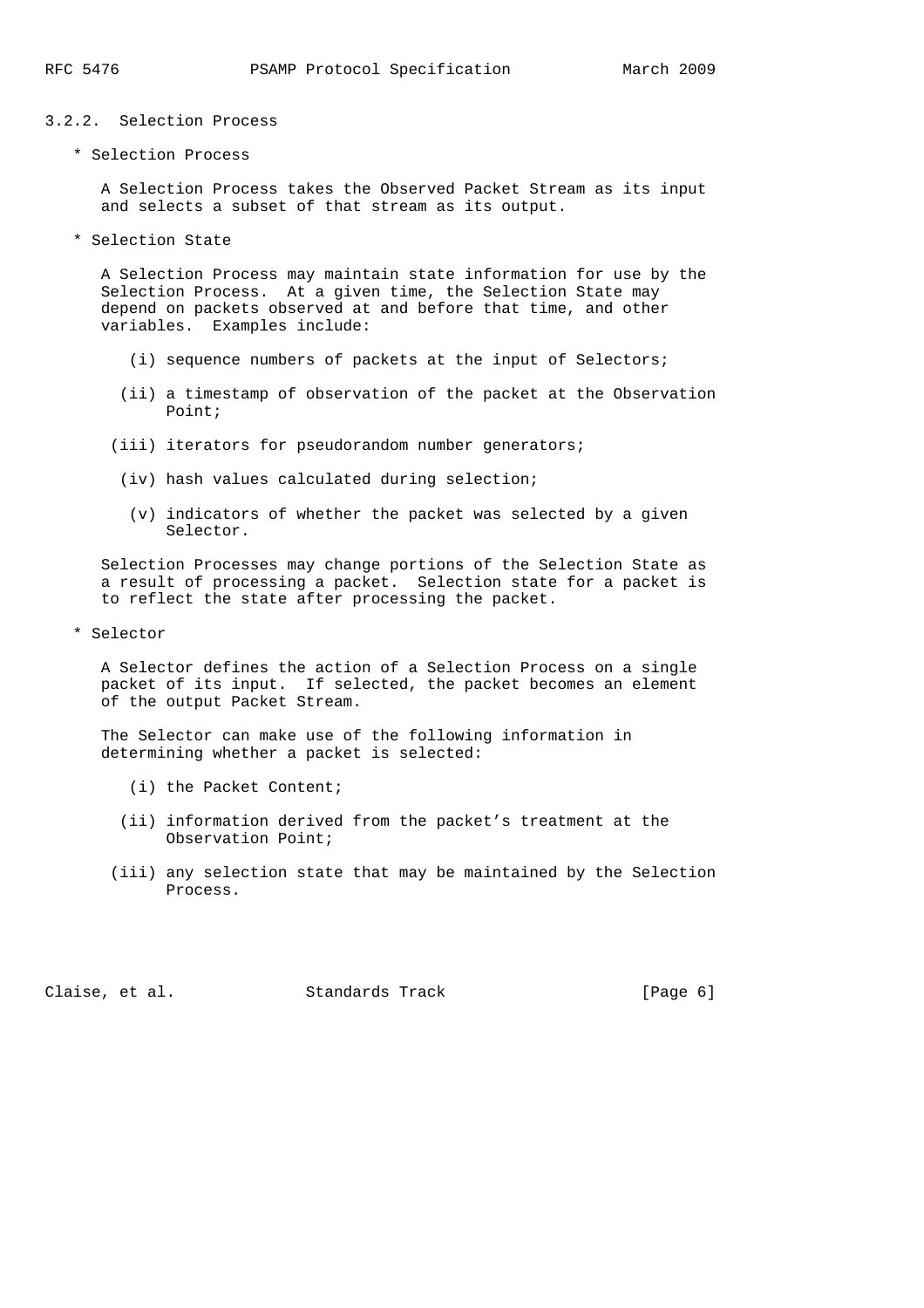### 3.2.2. Selection Process

* Selection Process

  A Selection Process takes the Observed Packet Stream as its input and selects a subset of that stream as its output.

* Selection State

  A Selection Process may maintain state information for use by the Selection Process. At a given time, the Selection State may depend on packets observed at and before that time, and other variables. Examples include:

  (i) sequence numbers of packets at the input of Selectors;

  (ii) a timestamp of observation of the packet at the Observation Point;

  (iii) iterators for pseudorandom number generators;

  (iv) hash values calculated during selection;

  (v) indicators of whether the packet was selected by a given Selector.

  Selection Processes may change portions of the Selection State as a result of processing a packet. Selection state for a packet is to reflect the state after processing the packet.

* Selector

  A Selector defines the action of a Selection Process on a single packet of its input. If selected, the packet becomes an element of the output Packet Stream.

  The Selector can make use of the following information in determining whether a packet is selected:

  (i) the Packet Content;

  (ii) information derived from the packet's treatment at the Observation Point;

  (iii) any selection state that may be maintained by the Selection Process.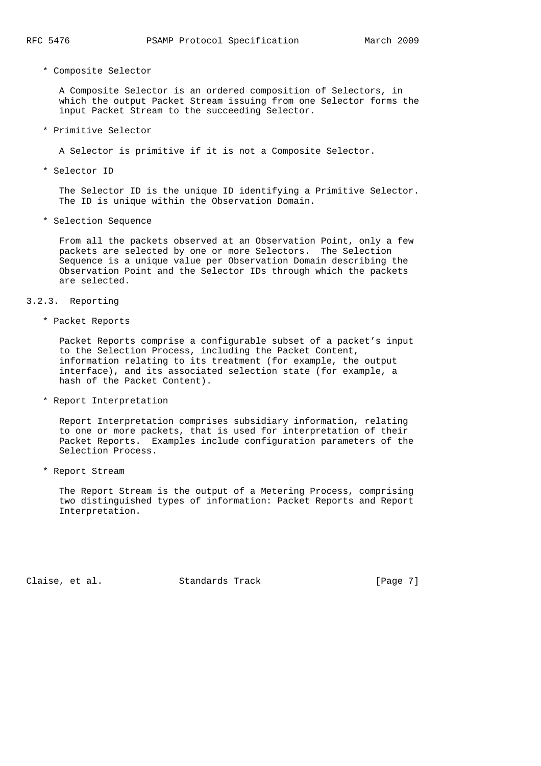* Composite Selector

  A Composite Selector is an ordered composition of Selectors, in which the output Packet Stream issuing from one Selector forms the input Packet Stream to the succeeding Selector.

* Primitive Selector

  A Selector is primitive if it is not a Composite Selector.

* Selector ID

  The Selector ID is the unique ID identifying a Primitive Selector. The ID is unique within the Observation Domain.

* Selection Sequence

  From all the packets observed at an Observation Point, only a few packets are selected by one or more Selectors. The Selection Sequence is a unique value per Observation Domain describing the Observation Point and the Selector IDs through which the packets are selected.

### 3.2.3. Reporting

* Packet Reports

  Packet Reports comprise a configurable subset of a packet's input to the Selection Process, including the Packet Content, information relating to its treatment (for example, the output interface), and its associated selection state (for example, a hash of the Packet Content).

* Report Interpretation

  Report Interpretation comprises subsidiary information, relating to one or more packets, that is used for interpretation of their Packet Reports. Examples include configuration parameters of the Selection Process.

* Report Stream

  The Report Stream is the output of a Metering Process, comprising two distinguished types of information: Packet Reports and Report Interpretation.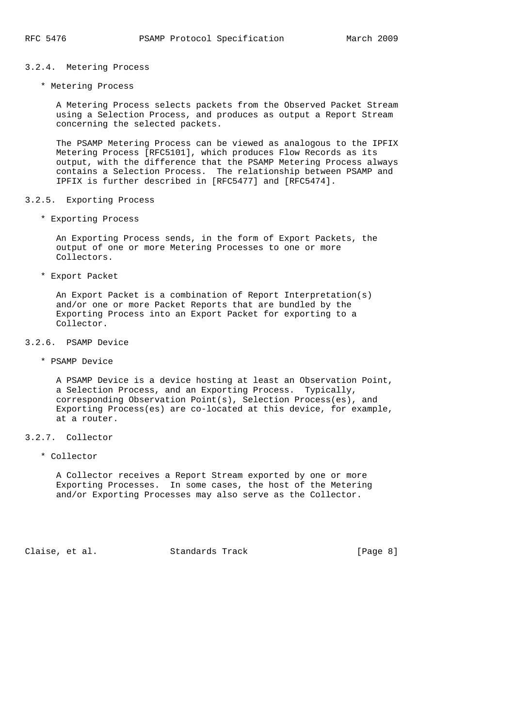### 3.2.4. Metering Process

* Metering Process

  A Metering Process selects packets from the Observed Packet Stream using a Selection Process, and produces as output a Report Stream concerning the selected packets.

  The PSAMP Metering Process can be viewed as analogous to the IPFIX Metering Process [RFC5101], which produces Flow Records as its output, with the difference that the PSAMP Metering Process always contains a Selection Process. The relationship between PSAMP and IPFIX is further described in [RFC5477] and [RFC5474].

### 3.2.5. Exporting Process

* Exporting Process

  An Exporting Process sends, in the form of Export Packets, the output of one or more Metering Processes to one or more Collectors.

* Export Packet

  An Export Packet is a combination of Report Interpretation(s) and/or one or more Packet Reports that are bundled by the Exporting Process into an Export Packet for exporting to a Collector.

### 3.2.6. PSAMP Device

* PSAMP Device

  A PSAMP Device is a device hosting at least an Observation Point, a Selection Process, and an Exporting Process. Typically, corresponding Observation Point(s), Selection Process(es), and Exporting Process(es) are co-located at this device, for example, at a router.

### 3.2.7. Collector

* Collector

  A Collector receives a Report Stream exported by one or more Exporting Processes. In some cases, the host of the Metering and/or Exporting Processes may also serve as the Collector.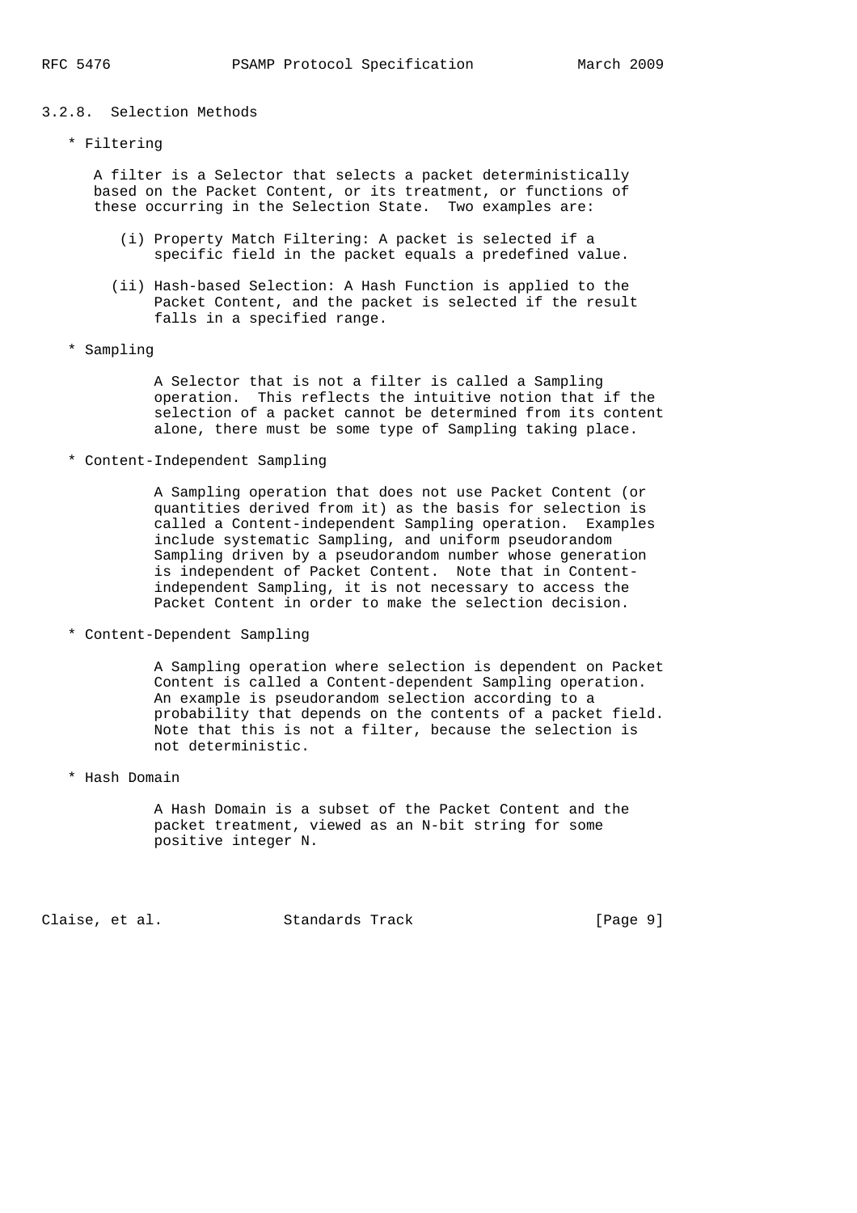### 3.2.8. Selection Methods

* Filtering

  A filter is a Selector that selects a packet deterministically based on the Packet Content, or its treatment, or functions of these occurring in the Selection State. Two examples are:

  (i) Property Match Filtering: A packet is selected if a specific field in the packet equals a predefined value.

  (ii) Hash-based Selection: A Hash Function is applied to the Packet Content, and the packet is selected if the result falls in a specified range.

* Sampling

  A Selector that is not a filter is called a Sampling operation. This reflects the intuitive notion that if the selection of a packet cannot be determined from its content alone, there must be some type of Sampling taking place.

* Content-Independent Sampling

  A Sampling operation that does not use Packet Content (or quantities derived from it) as the basis for selection is called a Content-independent Sampling operation. Examples include systematic Sampling, and uniform pseudorandom Sampling driven by a pseudorandom number whose generation is independent of Packet Content. Note that in Content-independent Sampling, it is not necessary to access the Packet Content in order to make the selection decision.

* Content-Dependent Sampling

  A Sampling operation where selection is dependent on Packet Content is called a Content-dependent Sampling operation. An example is pseudorandom selection according to a probability that depends on the contents of a packet field. Note that this is not a filter, because the selection is not deterministic.

* Hash Domain

  A Hash Domain is a subset of the Packet Content and the packet treatment, viewed as an N-bit string for some positive integer N.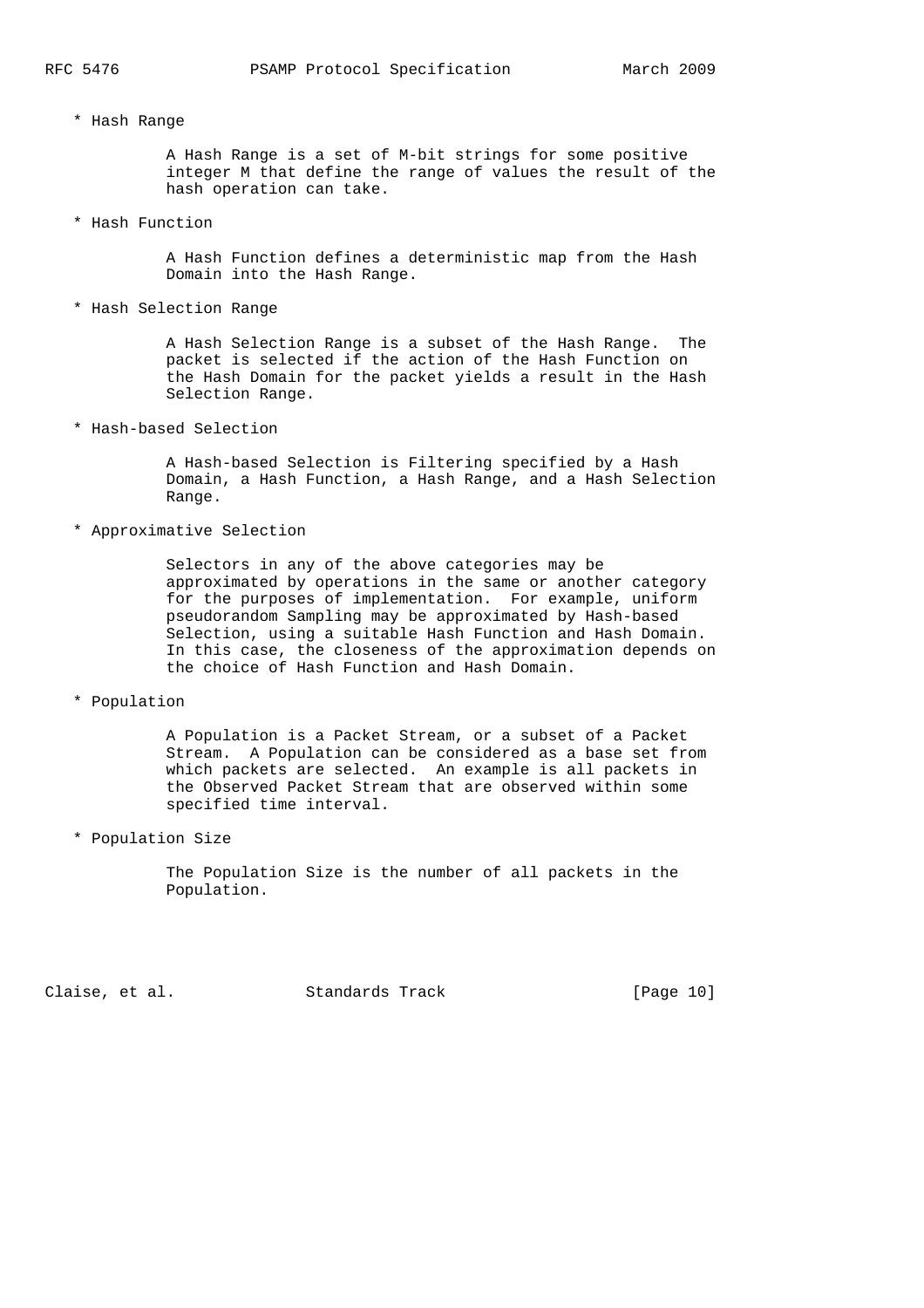* Hash Range

  A Hash Range is a set of M-bit strings for some positive integer M that define the range of values the result of the hash operation can take.

* Hash Function

  A Hash Function defines a deterministic map from the Hash Domain into the Hash Range.

* Hash Selection Range

  A Hash Selection Range is a subset of the Hash Range. The packet is selected if the action of the Hash Function on the Hash Domain for the packet yields a result in the Hash Selection Range.

* Hash-based Selection

  A Hash-based Selection is Filtering specified by a Hash Domain, a Hash Function, a Hash Range, and a Hash Selection Range.

* Approximative Selection

  Selectors in any of the above categories may be approximated by operations in the same or another category for the purposes of implementation. For example, uniform pseudorandom Sampling may be approximated by Hash-based Selection, using a suitable Hash Function and Hash Domain. In this case, the closeness of the approximation depends on the choice of Hash Function and Hash Domain.

* Population

  A Population is a Packet Stream, or a subset of a Packet Stream. A Population can be considered as a base set from which packets are selected. An example is all packets in the Observed Packet Stream that are observed within some specified time interval.

* Population Size

  The Population Size is the number of all packets in the Population.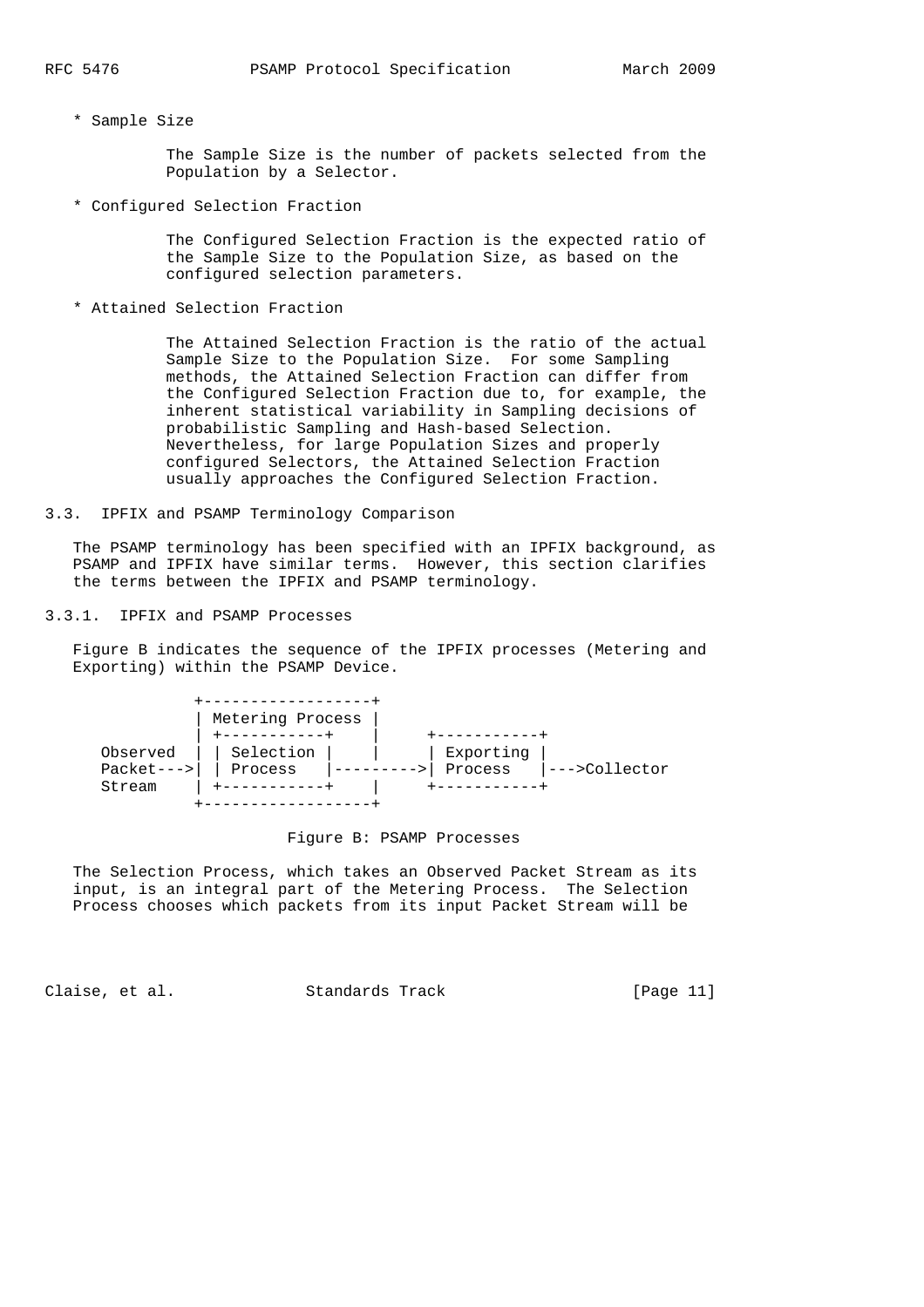* Sample Size

  The Sample Size is the number of packets selected from the Population by a Selector.

* Configured Selection Fraction

  The Configured Selection Fraction is the expected ratio of the Sample Size to the Population Size, as based on the configured selection parameters.

* Attained Selection Fraction

  The Attained Selection Fraction is the ratio of the actual Sample Size to the Population Size. For some Sampling methods, the Attained Selection Fraction can differ from the Configured Selection Fraction due to, for example, the inherent statistical variability in Sampling decisions of probabilistic Sampling and Hash-based Selection. Nevertheless, for large Population Sizes and properly configured Selectors, the Attained Selection Fraction usually approaches the Configured Selection Fraction.

### 3.3. IPFIX and PSAMP Terminology Comparison

The PSAMP terminology has been specified with an IPFIX background, as PSAMP and IPFIX have similar terms. However, this section clarifies the terms between the IPFIX and PSAMP terminology.

#### 3.3.1. IPFIX and PSAMP Processes

Figure B indicates the sequence of the IPFIX processes (Metering and Exporting) within the PSAMP Device.

```
            +------------------+
            | Metering Process |
            | +-----------+    |     +-----------+
Observed    | | Selection |    |     | Exporting |
Packet--->| | Process   |--------->| Process   |--->Collector
Stream      | +-----------+    |     +-----------+
            +------------------+
```

Figure B: PSAMP Processes

The Selection Process, which takes an Observed Packet Stream as its input, is an integral part of the Metering Process. The Selection Process chooses which packets from its input Packet Stream will be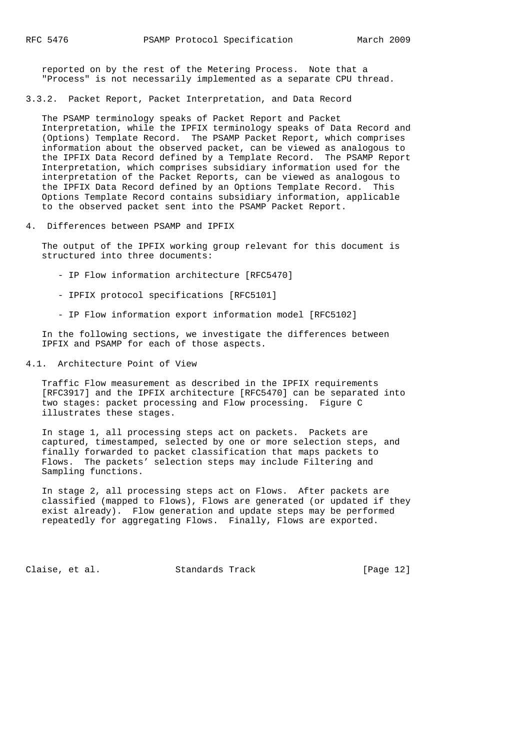reported on by the rest of the Metering Process. Note that a "Process" is not necessarily implemented as a separate CPU thread.

### 3.3.2. Packet Report, Packet Interpretation, and Data Record

The PSAMP terminology speaks of Packet Report and Packet Interpretation, while the IPFIX terminology speaks of Data Record and (Options) Template Record. The PSAMP Packet Report, which comprises information about the observed packet, can be viewed as analogous to the IPFIX Data Record defined by a Template Record. The PSAMP Report Interpretation, which comprises subsidiary information used for the interpretation of the Packet Reports, can be viewed as analogous to the IPFIX Data Record defined by an Options Template Record. This Options Template Record contains subsidiary information, applicable to the observed packet sent into the PSAMP Packet Report.

## 4. Differences between PSAMP and IPFIX

The output of the IPFIX working group relevant for this document is structured into three documents:

- IP Flow information architecture [RFC5470]
- IPFIX protocol specifications [RFC5101]
- IP Flow information export information model [RFC5102]

In the following sections, we investigate the differences between IPFIX and PSAMP for each of those aspects.

### 4.1. Architecture Point of View

Traffic Flow measurement as described in the IPFIX requirements [RFC3917] and the IPFIX architecture [RFC5470] can be separated into two stages: packet processing and Flow processing. Figure C illustrates these stages.

In stage 1, all processing steps act on packets. Packets are captured, timestamped, selected by one or more selection steps, and finally forwarded to packet classification that maps packets to Flows. The packets' selection steps may include Filtering and Sampling functions.

In stage 2, all processing steps act on Flows. After packets are classified (mapped to Flows), Flows are generated (or updated if they exist already). Flow generation and update steps may be performed repeatedly for aggregating Flows. Finally, Flows are exported.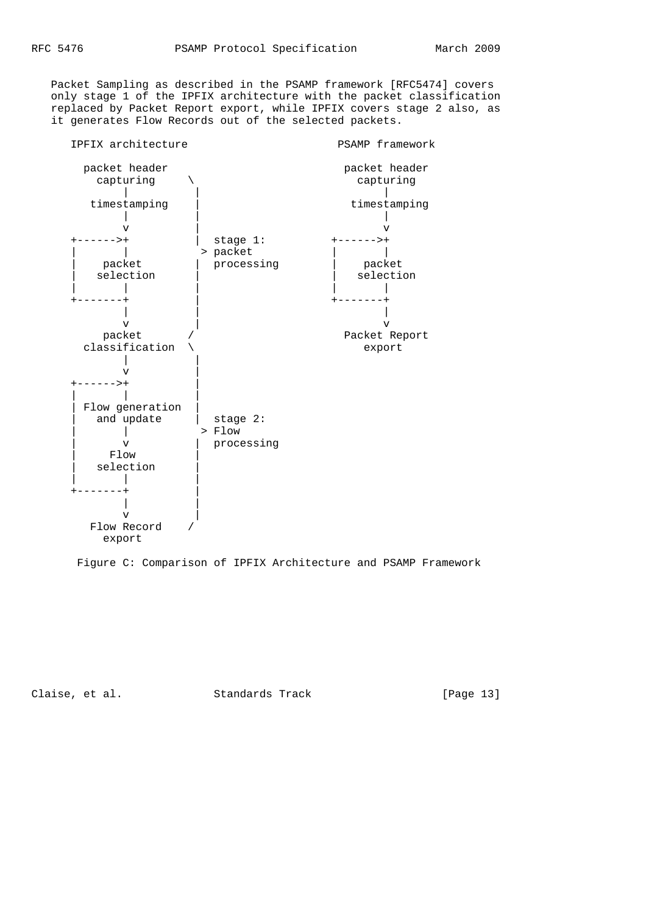Packet Sampling as described in the PSAMP framework [RFC5474] covers only stage 1 of the IPFIX architecture with the packet classification replaced by Packet Report export, while IPFIX covers stage 2 also, as it generates Flow Records out of the selected packets.

```
    IPFIX architecture                        PSAMP framework

      packet header                             packet header
        capturing     \                           capturing
           |          |                              |
       timestamping   |                          timestamping
           |          |                              |
           v          |                              v
    +------>+         |  stage 1:            +------>+
    |       |         > packet               |       |
    |    packet       |  processing          |    packet
    |   selection     |                      |   selection
    |       |         |                      |       |
    +-------+         |                      +-------+
           |          |                              |
           v          |                              v
        packet       /                          Packet Report
      classification  \                            export
           |          |
           v          |
    +------>+         |
    |       |         |
    | Flow generation |
    |   and update    |  stage 2:
    |       |         > Flow
    |       v         |  processing
    |      Flow       |
    |   selection     |
    |       |         |
    +-------+         |
           |          |
           v          |
       Flow Record    /
         export
```

Figure C: Comparison of IPFIX Architecture and PSAMP Framework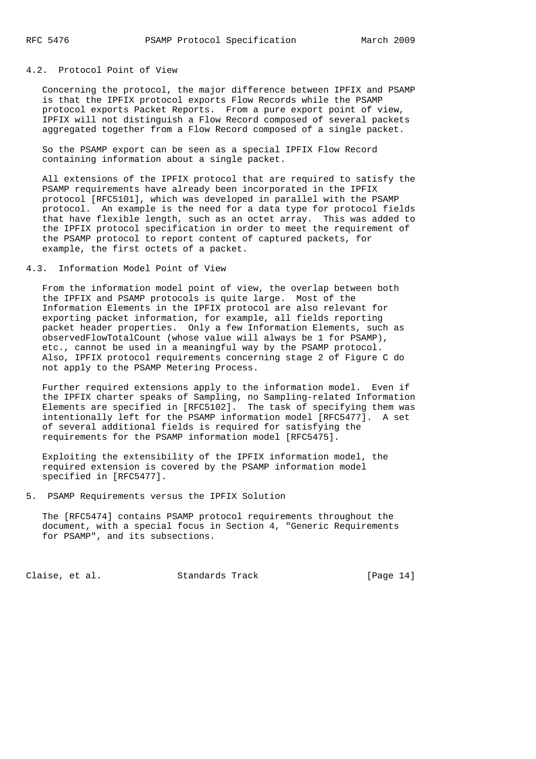### 4.2. Protocol Point of View

Concerning the protocol, the major difference between IPFIX and PSAMP is that the IPFIX protocol exports Flow Records while the PSAMP protocol exports Packet Reports. From a pure export point of view, IPFIX will not distinguish a Flow Record composed of several packets aggregated together from a Flow Record composed of a single packet.

So the PSAMP export can be seen as a special IPFIX Flow Record containing information about a single packet.

All extensions of the IPFIX protocol that are required to satisfy the PSAMP requirements have already been incorporated in the IPFIX protocol [RFC5101], which was developed in parallel with the PSAMP protocol. An example is the need for a data type for protocol fields that have flexible length, such as an octet array. This was added to the IPFIX protocol specification in order to meet the requirement of the PSAMP protocol to report content of captured packets, for example, the first octets of a packet.

### 4.3. Information Model Point of View

From the information model point of view, the overlap between both the IPFIX and PSAMP protocols is quite large. Most of the Information Elements in the IPFIX protocol are also relevant for exporting packet information, for example, all fields reporting packet header properties. Only a few Information Elements, such as observedFlowTotalCount (whose value will always be 1 for PSAMP), etc., cannot be used in a meaningful way by the PSAMP protocol. Also, IPFIX protocol requirements concerning stage 2 of Figure C do not apply to the PSAMP Metering Process.

Further required extensions apply to the information model. Even if the IPFIX charter speaks of Sampling, no Sampling-related Information Elements are specified in [RFC5102]. The task of specifying them was intentionally left for the PSAMP information model [RFC5477]. A set of several additional fields is required for satisfying the requirements for the PSAMP information model [RFC5475].

Exploiting the extensibility of the IPFIX information model, the required extension is covered by the PSAMP information model specified in [RFC5477].

## 5. PSAMP Requirements versus the IPFIX Solution

The [RFC5474] contains PSAMP protocol requirements throughout the document, with a special focus in Section 4, "Generic Requirements for PSAMP", and its subsections.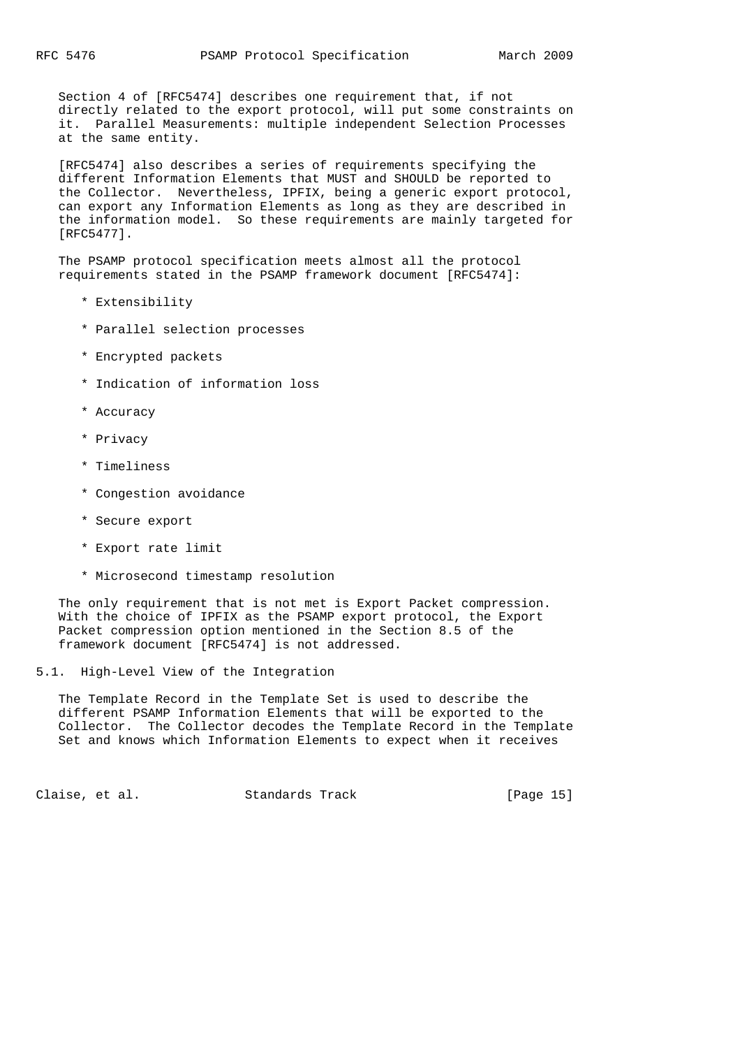Section 4 of [RFC5474] describes one requirement that, if not directly related to the export protocol, will put some constraints on it. Parallel Measurements: multiple independent Selection Processes at the same entity.

[RFC5474] also describes a series of requirements specifying the different Information Elements that MUST and SHOULD be reported to the Collector. Nevertheless, IPFIX, being a generic export protocol, can export any Information Elements as long as they are described in the information model. So these requirements are mainly targeted for [RFC5477].

The PSAMP protocol specification meets almost all the protocol requirements stated in the PSAMP framework document [RFC5474]:

* Extensibility
* Parallel selection processes
* Encrypted packets
* Indication of information loss
* Accuracy
* Privacy
* Timeliness
* Congestion avoidance
* Secure export
* Export rate limit
* Microsecond timestamp resolution

The only requirement that is not met is Export Packet compression. With the choice of IPFIX as the PSAMP export protocol, the Export Packet compression option mentioned in the Section 8.5 of the framework document [RFC5474] is not addressed.

## 5.1. High-Level View of the Integration

The Template Record in the Template Set is used to describe the different PSAMP Information Elements that will be exported to the Collector. The Collector decodes the Template Record in the Template Set and knows which Information Elements to expect when it receives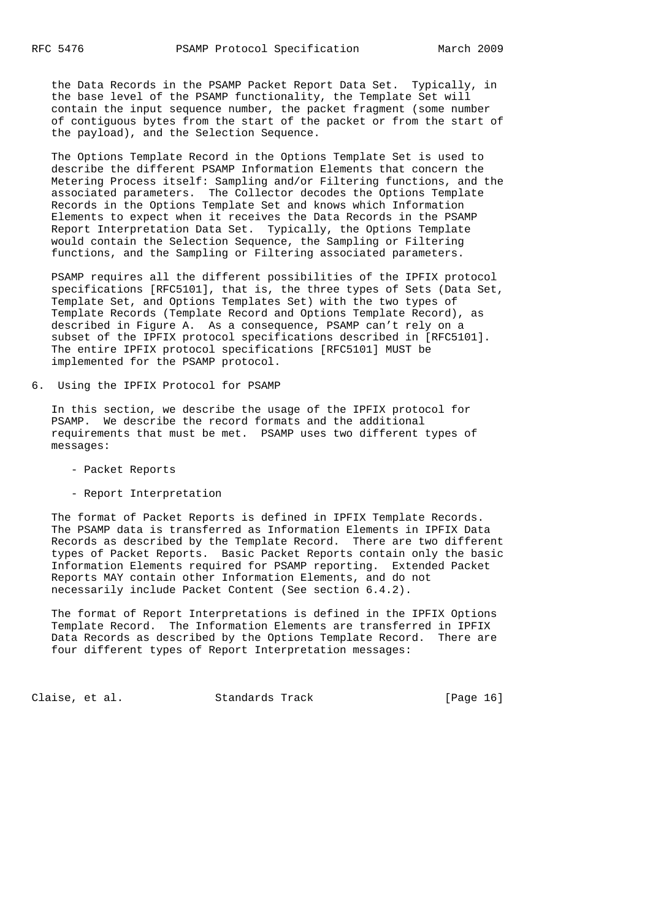the Data Records in the PSAMP Packet Report Data Set. Typically, in the base level of the PSAMP functionality, the Template Set will contain the input sequence number, the packet fragment (some number of contiguous bytes from the start of the packet or from the start of the payload), and the Selection Sequence.

The Options Template Record in the Options Template Set is used to describe the different PSAMP Information Elements that concern the Metering Process itself: Sampling and/or Filtering functions, and the associated parameters. The Collector decodes the Options Template Records in the Options Template Set and knows which Information Elements to expect when it receives the Data Records in the PSAMP Report Interpretation Data Set. Typically, the Options Template would contain the Selection Sequence, the Sampling or Filtering functions, and the Sampling or Filtering associated parameters.

PSAMP requires all the different possibilities of the IPFIX protocol specifications [RFC5101], that is, the three types of Sets (Data Set, Template Set, and Options Templates Set) with the two types of Template Records (Template Record and Options Template Record), as described in Figure A. As a consequence, PSAMP can't rely on a subset of the IPFIX protocol specifications described in [RFC5101]. The entire IPFIX protocol specifications [RFC5101] MUST be implemented for the PSAMP protocol.

## 6. Using the IPFIX Protocol for PSAMP

In this section, we describe the usage of the IPFIX protocol for PSAMP. We describe the record formats and the additional requirements that must be met. PSAMP uses two different types of messages:

- Packet Reports
- Report Interpretation

The format of Packet Reports is defined in IPFIX Template Records. The PSAMP data is transferred as Information Elements in IPFIX Data Records as described by the Template Record. There are two different types of Packet Reports. Basic Packet Reports contain only the basic Information Elements required for PSAMP reporting. Extended Packet Reports MAY contain other Information Elements, and do not necessarily include Packet Content (See section 6.4.2).

The format of Report Interpretations is defined in the IPFIX Options Template Record. The Information Elements are transferred in IPFIX Data Records as described by the Options Template Record. There are four different types of Report Interpretation messages: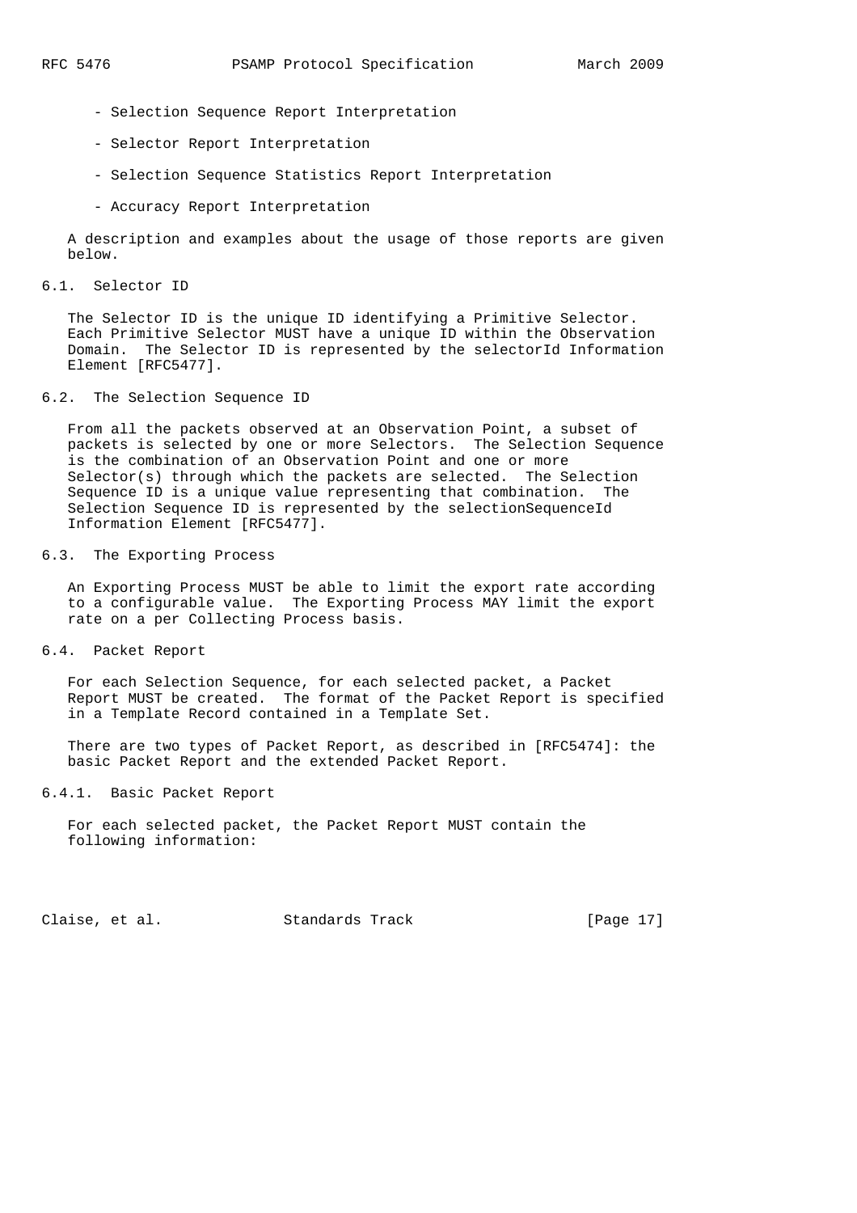- Selection Sequence Report Interpretation
- Selector Report Interpretation
- Selection Sequence Statistics Report Interpretation
- Accuracy Report Interpretation

A description and examples about the usage of those reports are given below.

## 6.1. Selector ID

The Selector ID is the unique ID identifying a Primitive Selector. Each Primitive Selector MUST have a unique ID within the Observation Domain. The Selector ID is represented by the selectorId Information Element [RFC5477].

## 6.2. The Selection Sequence ID

From all the packets observed at an Observation Point, a subset of packets is selected by one or more Selectors. The Selection Sequence is the combination of an Observation Point and one or more Selector(s) through which the packets are selected. The Selection Sequence ID is a unique value representing that combination. The Selection Sequence ID is represented by the selectionSequenceId Information Element [RFC5477].

## 6.3. The Exporting Process

An Exporting Process MUST be able to limit the export rate according to a configurable value. The Exporting Process MAY limit the export rate on a per Collecting Process basis.

## 6.4. Packet Report

For each Selection Sequence, for each selected packet, a Packet Report MUST be created. The format of the Packet Report is specified in a Template Record contained in a Template Set.

There are two types of Packet Report, as described in [RFC5474]: the basic Packet Report and the extended Packet Report.

### 6.4.1. Basic Packet Report

For each selected packet, the Packet Report MUST contain the following information: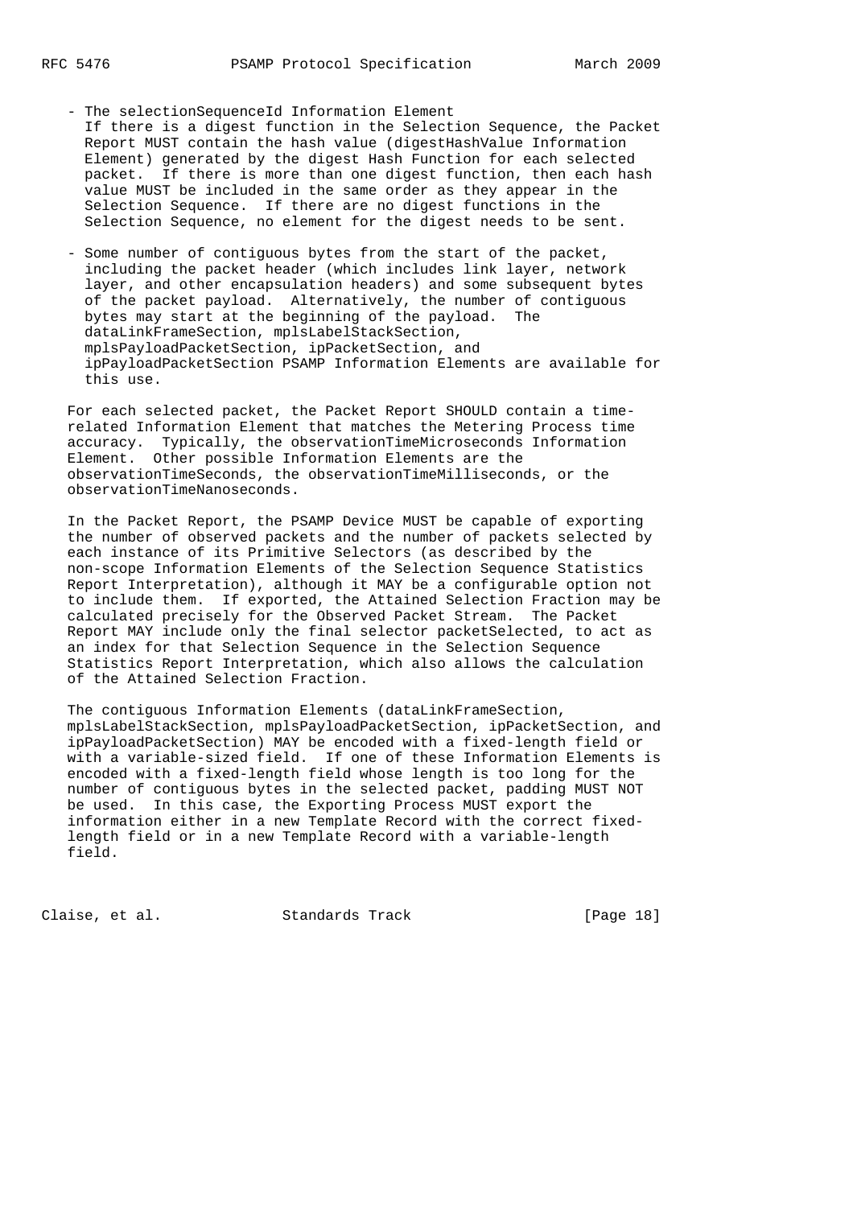- The selectionSequenceId Information Element
  If there is a digest function in the Selection Sequence, the Packet Report MUST contain the hash value (digestHashValue Information Element) generated by the digest Hash Function for each selected packet. If there is more than one digest function, then each hash value MUST be included in the same order as they appear in the Selection Sequence. If there are no digest functions in the Selection Sequence, no element for the digest needs to be sent.

- Some number of contiguous bytes from the start of the packet, including the packet header (which includes link layer, network layer, and other encapsulation headers) and some subsequent bytes of the packet payload. Alternatively, the number of contiguous bytes may start at the beginning of the payload. The dataLinkFrameSection, mplsLabelStackSection, mplsPayloadPacketSection, ipPacketSection, and ipPayloadPacketSection PSAMP Information Elements are available for this use.

For each selected packet, the Packet Report SHOULD contain a time-related Information Element that matches the Metering Process time accuracy. Typically, the observationTimeMicroseconds Information Element. Other possible Information Elements are the observationTimeSeconds, the observationTimeMilliseconds, or the observationTimeNanoseconds.

In the Packet Report, the PSAMP Device MUST be capable of exporting the number of observed packets and the number of packets selected by each instance of its Primitive Selectors (as described by the non-scope Information Elements of the Selection Sequence Statistics Report Interpretation), although it MAY be a configurable option not to include them. If exported, the Attained Selection Fraction may be calculated precisely for the Observed Packet Stream. The Packet Report MAY include only the final selector packetSelected, to act as an index for that Selection Sequence in the Selection Sequence Statistics Report Interpretation, which also allows the calculation of the Attained Selection Fraction.

The contiguous Information Elements (dataLinkFrameSection, mplsLabelStackSection, mplsPayloadPacketSection, ipPacketSection, and ipPayloadPacketSection) MAY be encoded with a fixed-length field or with a variable-sized field. If one of these Information Elements is encoded with a fixed-length field whose length is too long for the number of contiguous bytes in the selected packet, padding MUST NOT be used. In this case, the Exporting Process MUST export the information either in a new Template Record with the correct fixed-length field or in a new Template Record with a variable-length field.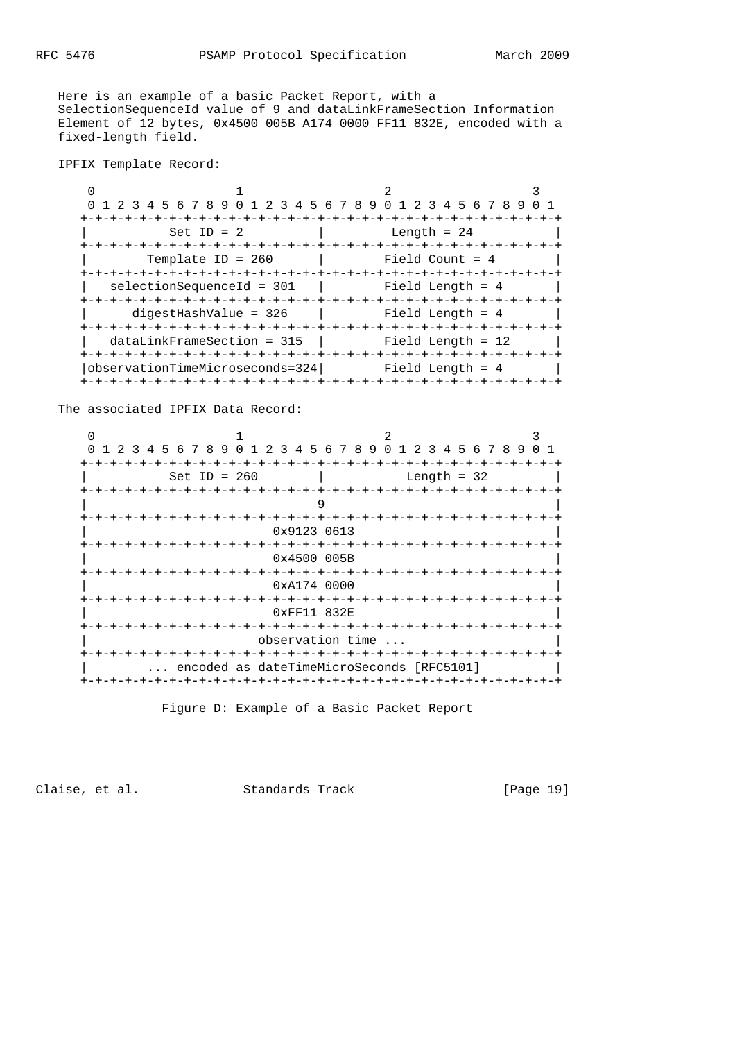Here is an example of a basic Packet Report, with a SelectionSequenceId value of 9 and dataLinkFrameSection Information Element of 12 bytes, 0x4500 005B A174 0000 FF11 832E, encoded with a fixed-length field.

IPFIX Template Record:

```
 0                   1                   2                   3
 0 1 2 3 4 5 6 7 8 9 0 1 2 3 4 5 6 7 8 9 0 1 2 3 4 5 6 7 8 9 0 1
+-+-+-+-+-+-+-+-+-+-+-+-+-+-+-+-+-+-+-+-+-+-+-+-+-+-+-+-+-+-+-+-+
|           Set ID = 2          |         Length = 24           |
+-+-+-+-+-+-+-+-+-+-+-+-+-+-+-+-+-+-+-+-+-+-+-+-+-+-+-+-+-+-+-+-+
|        Template ID = 260      |        Field Count = 4        |
+-+-+-+-+-+-+-+-+-+-+-+-+-+-+-+-+-+-+-+-+-+-+-+-+-+-+-+-+-+-+-+-+
|   selectionSequenceId = 301   |        Field Length = 4       |
+-+-+-+-+-+-+-+-+-+-+-+-+-+-+-+-+-+-+-+-+-+-+-+-+-+-+-+-+-+-+-+-+
|      digestHashValue = 326    |        Field Length = 4       |
+-+-+-+-+-+-+-+-+-+-+-+-+-+-+-+-+-+-+-+-+-+-+-+-+-+-+-+-+-+-+-+-+
|   dataLinkFrameSection = 315  |        Field Length = 12      |
+-+-+-+-+-+-+-+-+-+-+-+-+-+-+-+-+-+-+-+-+-+-+-+-+-+-+-+-+-+-+-+-+
|observationTimeMicroseconds=324|        Field Length = 4       |
+-+-+-+-+-+-+-+-+-+-+-+-+-+-+-+-+-+-+-+-+-+-+-+-+-+-+-+-+-+-+-+-+
```

The associated IPFIX Data Record:

```
 0                   1                   2                   3
 0 1 2 3 4 5 6 7 8 9 0 1 2 3 4 5 6 7 8 9 0 1 2 3 4 5 6 7 8 9 0 1
+-+-+-+-+-+-+-+-+-+-+-+-+-+-+-+-+-+-+-+-+-+-+-+-+-+-+-+-+-+-+-+-+
|           Set ID = 260        |           Length = 32         |
+-+-+-+-+-+-+-+-+-+-+-+-+-+-+-+-+-+-+-+-+-+-+-+-+-+-+-+-+-+-+-+-+
|                               9                               |
+-+-+-+-+-+-+-+-+-+-+-+-+-+-+-+-+-+-+-+-+-+-+-+-+-+-+-+-+-+-+-+-+
|                          0x9123 0613                          |
+-+-+-+-+-+-+-+-+-+-+-+-+-+-+-+-+-+-+-+-+-+-+-+-+-+-+-+-+-+-+-+-+
|                          0x4500 005B                          |
+-+-+-+-+-+-+-+-+-+-+-+-+-+-+-+-+-+-+-+-+-+-+-+-+-+-+-+-+-+-+-+-+
|                          0xA174 0000                          |
+-+-+-+-+-+-+-+-+-+-+-+-+-+-+-+-+-+-+-+-+-+-+-+-+-+-+-+-+-+-+-+-+
|                          0xFF11 832E                          |
+-+-+-+-+-+-+-+-+-+-+-+-+-+-+-+-+-+-+-+-+-+-+-+-+-+-+-+-+-+-+-+-+
|                        observation time ...                   |
+-+-+-+-+-+-+-+-+-+-+-+-+-+-+-+-+-+-+-+-+-+-+-+-+-+-+-+-+-+-+-+-+
|        ... encoded as dateTimeMicroSeconds [RFC5101]          |
+-+-+-+-+-+-+-+-+-+-+-+-+-+-+-+-+-+-+-+-+-+-+-+-+-+-+-+-+-+-+-+-+
```

Figure D: Example of a Basic Packet Report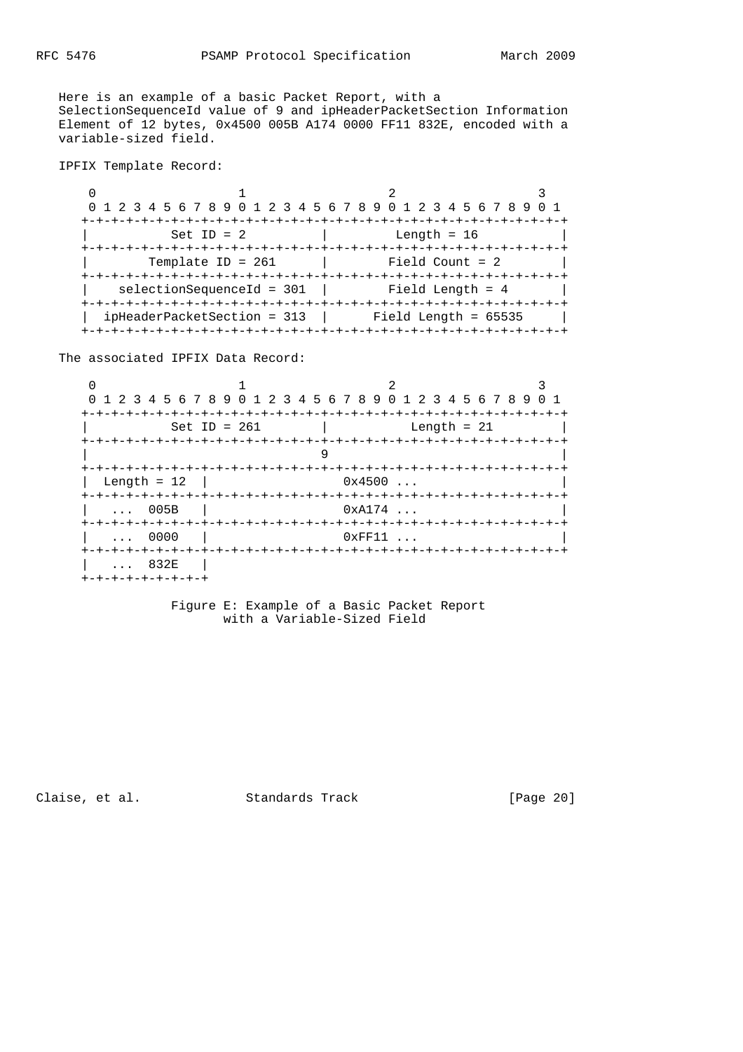Here is an example of a basic Packet Report, with a SelectionSequenceId value of 9 and ipHeaderPacketSection Information Element of 12 bytes, 0x4500 005B A174 0000 FF11 832E, encoded with a variable-sized field.

IPFIX Template Record:

```
     0                   1                   2                   3
     0 1 2 3 4 5 6 7 8 9 0 1 2 3 4 5 6 7 8 9 0 1 2 3 4 5 6 7 8 9 0 1
    +-+-+-+-+-+-+-+-+-+-+-+-+-+-+-+-+-+-+-+-+-+-+-+-+-+-+-+-+-+-+-+-+
    |          Set ID = 2           |         Length = 16           |
    +-+-+-+-+-+-+-+-+-+-+-+-+-+-+-+-+-+-+-+-+-+-+-+-+-+-+-+-+-+-+-+-+
    |       Template ID = 261       |        Field Count = 2        |
    +-+-+-+-+-+-+-+-+-+-+-+-+-+-+-+-+-+-+-+-+-+-+-+-+-+-+-+-+-+-+-+-+
    |   selectionSequenceId = 301   |        Field Length = 4       |
    +-+-+-+-+-+-+-+-+-+-+-+-+-+-+-+-+-+-+-+-+-+-+-+-+-+-+-+-+-+-+-+-+
    | ipHeaderPacketSection = 313   |     Field Length = 65535      |
    +-+-+-+-+-+-+-+-+-+-+-+-+-+-+-+-+-+-+-+-+-+-+-+-+-+-+-+-+-+-+-+-+
```

The associated IPFIX Data Record:

```
     0                   1                   2                   3
     0 1 2 3 4 5 6 7 8 9 0 1 2 3 4 5 6 7 8 9 0 1 2 3 4 5 6 7 8 9 0 1
    +-+-+-+-+-+-+-+-+-+-+-+-+-+-+-+-+-+-+-+-+-+-+-+-+-+-+-+-+-+-+-+-+
    |          Set ID = 261         |          Length = 21          |
    +-+-+-+-+-+-+-+-+-+-+-+-+-+-+-+-+-+-+-+-+-+-+-+-+-+-+-+-+-+-+-+-+
    |                               9                               |
    +-+-+-+-+-+-+-+-+-+-+-+-+-+-+-+-+-+-+-+-+-+-+-+-+-+-+-+-+-+-+-+-+
    | Length = 12   |                 0x4500 ...                    |
    +-+-+-+-+-+-+-+-+-+-+-+-+-+-+-+-+-+-+-+-+-+-+-+-+-+-+-+-+-+-+-+-+
    |  ...  005B    |                 0xA174 ...                    |
    +-+-+-+-+-+-+-+-+-+-+-+-+-+-+-+-+-+-+-+-+-+-+-+-+-+-+-+-+-+-+-+-+
    |  ...  0000    |                 0xFF11 ...                    |
    +-+-+-+-+-+-+-+-+-+-+-+-+-+-+-+-+-+-+-+-+-+-+-+-+-+-+-+-+-+-+-+-+
    |  ...  832E    |
    +-+-+-+-+-+-+-+-+
```

Figure E: Example of a Basic Packet Report with a Variable-Sized Field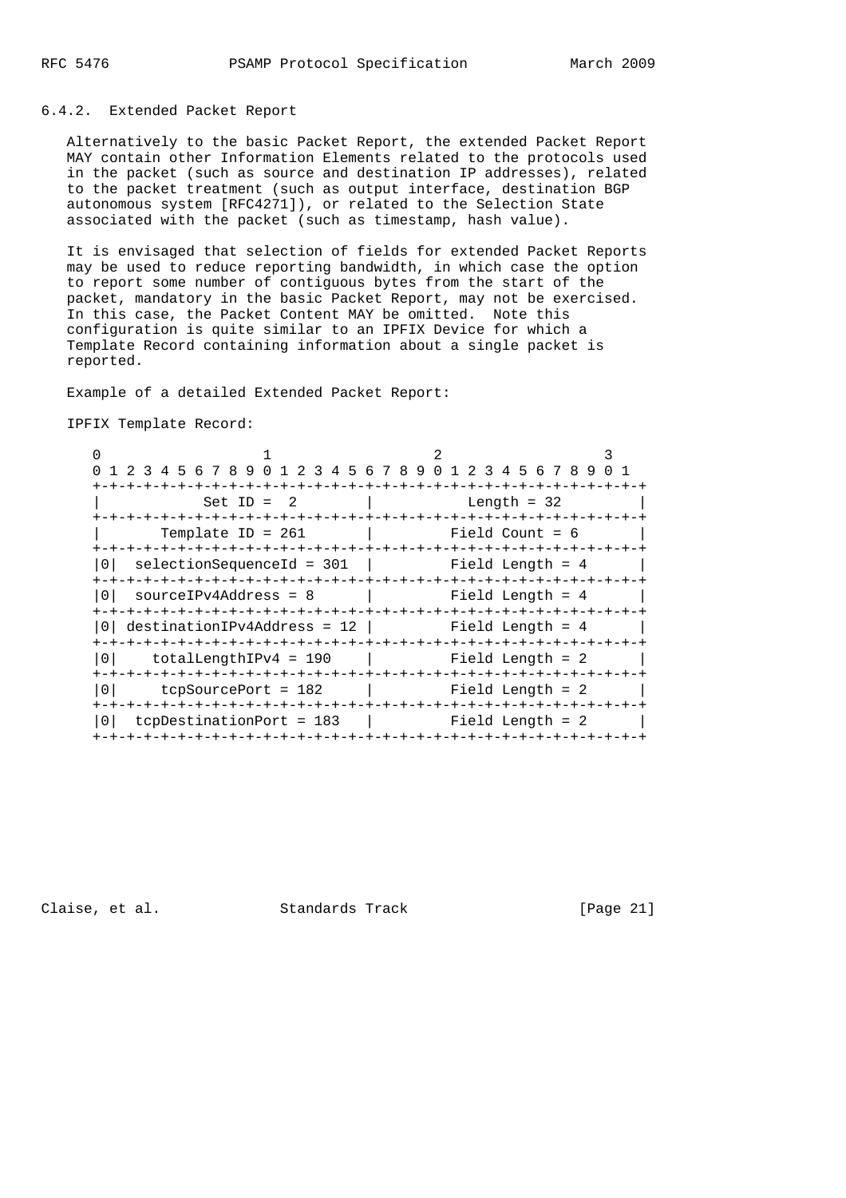### 6.4.2. Extended Packet Report

Alternatively to the basic Packet Report, the extended Packet Report MAY contain other Information Elements related to the protocols used in the packet (such as source and destination IP addresses), related to the packet treatment (such as output interface, destination BGP autonomous system [RFC4271]), or related to the Selection State associated with the packet (such as timestamp, hash value).

It is envisaged that selection of fields for extended Packet Reports may be used to reduce reporting bandwidth, in which case the option to report some number of contiguous bytes from the start of the packet, mandatory in the basic Packet Report, may not be exercised. In this case, the Packet Content MAY be omitted. Note this configuration is quite similar to an IPFIX Device for which a Template Record containing information about a single packet is reported.

Example of a detailed Extended Packet Report:

IPFIX Template Record:

```
 0                   1                   2                   3
 0 1 2 3 4 5 6 7 8 9 0 1 2 3 4 5 6 7 8 9 0 1 2 3 4 5 6 7 8 9 0 1
+-+-+-+-+-+-+-+-+-+-+-+-+-+-+-+-+-+-+-+-+-+-+-+-+-+-+-+-+-+-+-+-+
|          Set ID =  2          |         Length = 32           |
+-+-+-+-+-+-+-+-+-+-+-+-+-+-+-+-+-+-+-+-+-+-+-+-+-+-+-+-+-+-+-+-+
|       Template ID = 261       |       Field Count = 6         |
+-+-+-+-+-+-+-+-+-+-+-+-+-+-+-+-+-+-+-+-+-+-+-+-+-+-+-+-+-+-+-+-+
|0|  selectionSequenceId = 301  |       Field Length = 4        |
+-+-+-+-+-+-+-+-+-+-+-+-+-+-+-+-+-+-+-+-+-+-+-+-+-+-+-+-+-+-+-+-+
|0|  sourceIPv4Address = 8      |       Field Length = 4        |
+-+-+-+-+-+-+-+-+-+-+-+-+-+-+-+-+-+-+-+-+-+-+-+-+-+-+-+-+-+-+-+-+
|0| destinationIPv4Address = 12 |       Field Length = 4        |
+-+-+-+-+-+-+-+-+-+-+-+-+-+-+-+-+-+-+-+-+-+-+-+-+-+-+-+-+-+-+-+-+
|0|    totalLengthIPv4 = 190    |       Field Length = 2        |
+-+-+-+-+-+-+-+-+-+-+-+-+-+-+-+-+-+-+-+-+-+-+-+-+-+-+-+-+-+-+-+-+
|0|     tcpSourcePort = 182     |       Field Length = 2        |
+-+-+-+-+-+-+-+-+-+-+-+-+-+-+-+-+-+-+-+-+-+-+-+-+-+-+-+-+-+-+-+-+
|0|  tcpDestinationPort = 183   |       Field Length = 2        |
+-+-+-+-+-+-+-+-+-+-+-+-+-+-+-+-+-+-+-+-+-+-+-+-+-+-+-+-+-+-+-+-+
```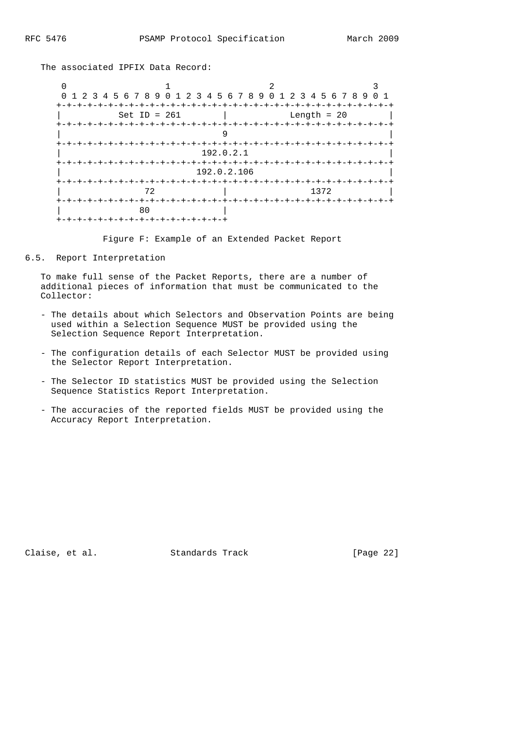The associated IPFIX Data Record:

```
     0                   1                   2                   3
     0 1 2 3 4 5 6 7 8 9 0 1 2 3 4 5 6 7 8 9 0 1 2 3 4 5 6 7 8 9 0 1
    +-+-+-+-+-+-+-+-+-+-+-+-+-+-+-+-+-+-+-+-+-+-+-+-+-+-+-+-+-+-+-+-+
    |          Set ID = 261         |          Length = 20          |
    +-+-+-+-+-+-+-+-+-+-+-+-+-+-+-+-+-+-+-+-+-+-+-+-+-+-+-+-+-+-+-+-+
    |                               9                               |
    +-+-+-+-+-+-+-+-+-+-+-+-+-+-+-+-+-+-+-+-+-+-+-+-+-+-+-+-+-+-+-+-+
    |                           192.0.2.1                           |
    +-+-+-+-+-+-+-+-+-+-+-+-+-+-+-+-+-+-+-+-+-+-+-+-+-+-+-+-+-+-+-+-+
    |                          192.0.2.106                          |
    +-+-+-+-+-+-+-+-+-+-+-+-+-+-+-+-+-+-+-+-+-+-+-+-+-+-+-+-+-+-+-+-+
    |              72               |             1372              |
    +-+-+-+-+-+-+-+-+-+-+-+-+-+-+-+-+-+-+-+-+-+-+-+-+-+-+-+-+-+-+-+-+
    |             80                |
    +-+-+-+-+-+-+-+-+-+-+-+-+-+-+-+-+
```

Figure F: Example of an Extended Packet Report

## 6.5. Report Interpretation

To make full sense of the Packet Reports, there are a number of additional pieces of information that must be communicated to the Collector:

- The details about which Selectors and Observation Points are being used within a Selection Sequence MUST be provided using the Selection Sequence Report Interpretation.

- The configuration details of each Selector MUST be provided using the Selector Report Interpretation.

- The Selector ID statistics MUST be provided using the Selection Sequence Statistics Report Interpretation.

- The accuracies of the reported fields MUST be provided using the Accuracy Report Interpretation.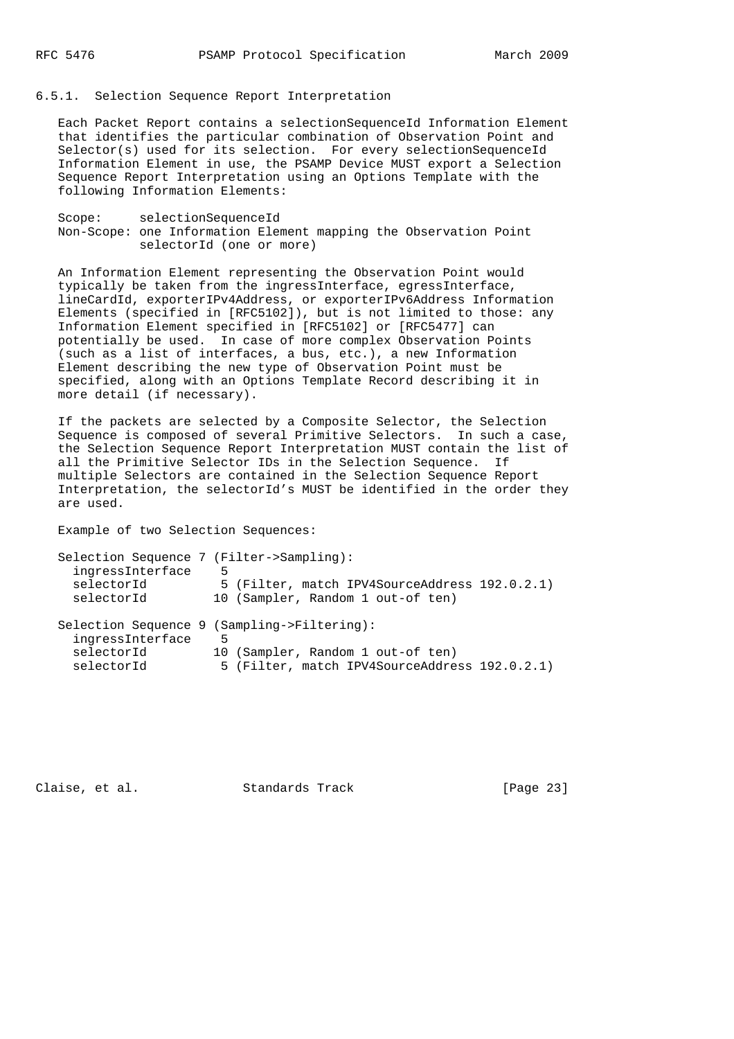### 6.5.1. Selection Sequence Report Interpretation

Each Packet Report contains a selectionSequenceId Information Element that identifies the particular combination of Observation Point and Selector(s) used for its selection. For every selectionSequenceId Information Element in use, the PSAMP Device MUST export a Selection Sequence Report Interpretation using an Options Template with the following Information Elements:

```
Scope:     selectionSequenceId
Non-Scope: one Information Element mapping the Observation Point
           selectorId (one or more)
```

An Information Element representing the Observation Point would typically be taken from the ingressInterface, egressInterface, lineCardId, exporterIPv4Address, or exporterIPv6Address Information Elements (specified in [RFC5102]), but is not limited to those: any Information Element specified in [RFC5102] or [RFC5477] can potentially be used. In case of more complex Observation Points (such as a list of interfaces, a bus, etc.), a new Information Element describing the new type of Observation Point must be specified, along with an Options Template Record describing it in more detail (if necessary).

If the packets are selected by a Composite Selector, the Selection Sequence is composed of several Primitive Selectors. In such a case, the Selection Sequence Report Interpretation MUST contain the list of all the Primitive Selector IDs in the Selection Sequence. If multiple Selectors are contained in the Selection Sequence Report Interpretation, the selectorId's MUST be identified in the order they are used.

Example of two Selection Sequences:

```
Selection Sequence 7 (Filter->Sampling):
  ingressInterface    5
  selectorId          5 (Filter, match IPV4SourceAddress 192.0.2.1)
  selectorId         10 (Sampler, Random 1 out-of ten)

Selection Sequence 9 (Sampling->Filtering):
  ingressInterface    5
  selectorId         10 (Sampler, Random 1 out-of ten)
  selectorId          5 (Filter, match IPV4SourceAddress 192.0.2.1)
```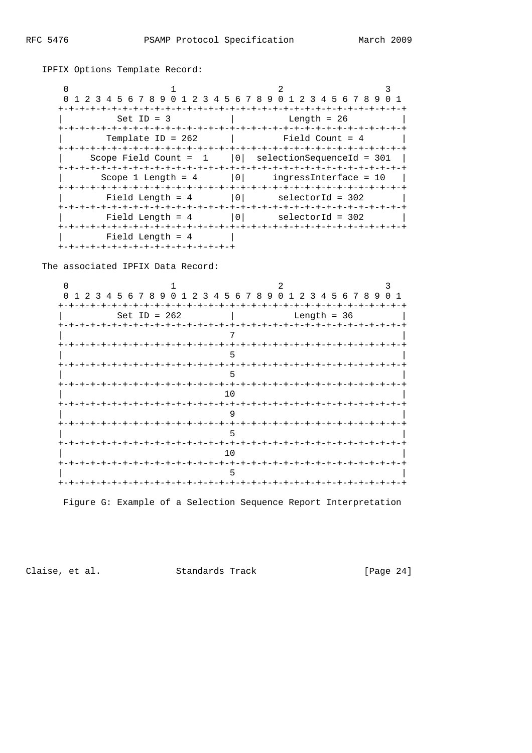IPFIX Options Template Record:

```
     0                   1                   2                   3
     0 1 2 3 4 5 6 7 8 9 0 1 2 3 4 5 6 7 8 9 0 1 2 3 4 5 6 7 8 9 0 1
    +-+-+-+-+-+-+-+-+-+-+-+-+-+-+-+-+-+-+-+-+-+-+-+-+-+-+-+-+-+-+-+-+
    |          Set ID = 3           |          Length = 26          |
    +-+-+-+-+-+-+-+-+-+-+-+-+-+-+-+-+-+-+-+-+-+-+-+-+-+-+-+-+-+-+-+-+
    |        Template ID = 262      |         Field Count = 4       |
    +-+-+-+-+-+-+-+-+-+-+-+-+-+-+-+-+-+-+-+-+-+-+-+-+-+-+-+-+-+-+-+-+
    |     Scope Field Count =  1    |0|  selectionSequenceId = 301  |
    +-+-+-+-+-+-+-+-+-+-+-+-+-+-+-+-+-+-+-+-+-+-+-+-+-+-+-+-+-+-+-+-+
    |       Scope 1 Length = 4      |0|     ingressInterface = 10   |
    +-+-+-+-+-+-+-+-+-+-+-+-+-+-+-+-+-+-+-+-+-+-+-+-+-+-+-+-+-+-+-+-+
    |        Field Length = 4       |0|      selectorId = 302       |
    +-+-+-+-+-+-+-+-+-+-+-+-+-+-+-+-+-+-+-+-+-+-+-+-+-+-+-+-+-+-+-+-+
    |        Field Length = 4       |0|      selectorId = 302       |
    +-+-+-+-+-+-+-+-+-+-+-+-+-+-+-+-+-+-+-+-+-+-+-+-+-+-+-+-+-+-+-+-+
    |        Field Length = 4       |
    +-+-+-+-+-+-+-+-+-+-+-+-+-+-+-+-+
```

The associated IPFIX Data Record:

```
     0                   1                   2                   3
     0 1 2 3 4 5 6 7 8 9 0 1 2 3 4 5 6 7 8 9 0 1 2 3 4 5 6 7 8 9 0 1
    +-+-+-+-+-+-+-+-+-+-+-+-+-+-+-+-+-+-+-+-+-+-+-+-+-+-+-+-+-+-+-+-+
    |          Set ID = 262         |           Length = 36         |
    +-+-+-+-+-+-+-+-+-+-+-+-+-+-+-+-+-+-+-+-+-+-+-+-+-+-+-+-+-+-+-+-+
    |                               7                               |
    +-+-+-+-+-+-+-+-+-+-+-+-+-+-+-+-+-+-+-+-+-+-+-+-+-+-+-+-+-+-+-+-+
    |                               5                               |
    +-+-+-+-+-+-+-+-+-+-+-+-+-+-+-+-+-+-+-+-+-+-+-+-+-+-+-+-+-+-+-+-+
    |                               5                               |
    +-+-+-+-+-+-+-+-+-+-+-+-+-+-+-+-+-+-+-+-+-+-+-+-+-+-+-+-+-+-+-+-+
    |                              10                               |
    +-+-+-+-+-+-+-+-+-+-+-+-+-+-+-+-+-+-+-+-+-+-+-+-+-+-+-+-+-+-+-+-+
    |                               9                               |
    +-+-+-+-+-+-+-+-+-+-+-+-+-+-+-+-+-+-+-+-+-+-+-+-+-+-+-+-+-+-+-+-+
    |                               5                               |
    +-+-+-+-+-+-+-+-+-+-+-+-+-+-+-+-+-+-+-+-+-+-+-+-+-+-+-+-+-+-+-+-+
    |                              10                               |
    +-+-+-+-+-+-+-+-+-+-+-+-+-+-+-+-+-+-+-+-+-+-+-+-+-+-+-+-+-+-+-+-+
    |                               5                               |
    +-+-+-+-+-+-+-+-+-+-+-+-+-+-+-+-+-+-+-+-+-+-+-+-+-+-+-+-+-+-+-+-+
```

Figure G: Example of a Selection Sequence Report Interpretation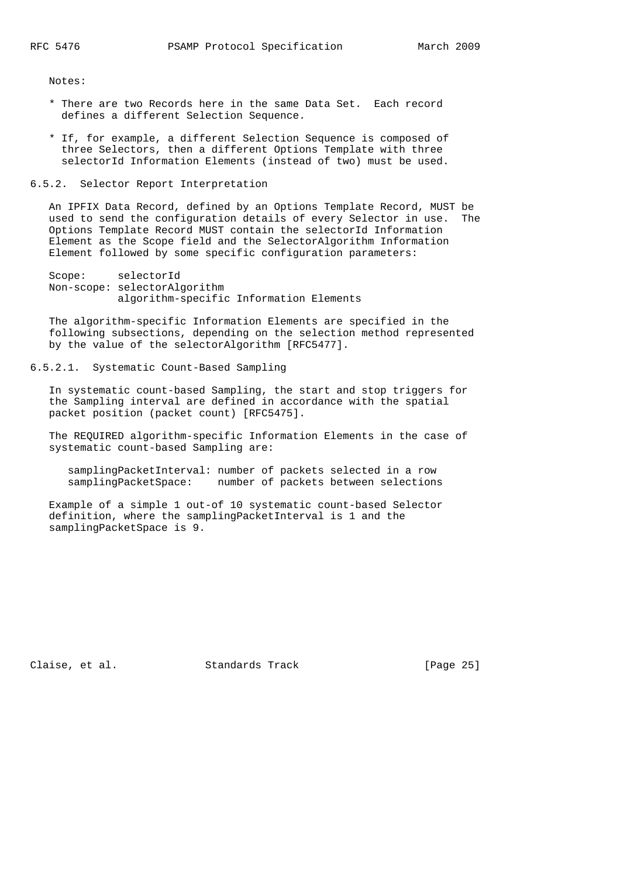Notes:

* There are two Records here in the same Data Set. Each record defines a different Selection Sequence.
* If, for example, a different Selection Sequence is composed of three Selectors, then a different Options Template with three selectorId Information Elements (instead of two) must be used.

### 6.5.2. Selector Report Interpretation

An IPFIX Data Record, defined by an Options Template Record, MUST be used to send the configuration details of every Selector in use. The Options Template Record MUST contain the selectorId Information Element as the Scope field and the SelectorAlgorithm Information Element followed by some specific configuration parameters:

```
Scope:     selectorId
Non-scope: selectorAlgorithm
           algorithm-specific Information Elements
```

The algorithm-specific Information Elements are specified in the following subsections, depending on the selection method represented by the value of the selectorAlgorithm [RFC5477].

#### 6.5.2.1. Systematic Count-Based Sampling

In systematic count-based Sampling, the start and stop triggers for the Sampling interval are defined in accordance with the spatial packet position (packet count) [RFC5475].

The REQUIRED algorithm-specific Information Elements in the case of systematic count-based Sampling are:

```
samplingPacketInterval: number of packets selected in a row
samplingPacketSpace:    number of packets between selections
```

Example of a simple 1 out-of 10 systematic count-based Selector definition, where the samplingPacketInterval is 1 and the samplingPacketSpace is 9.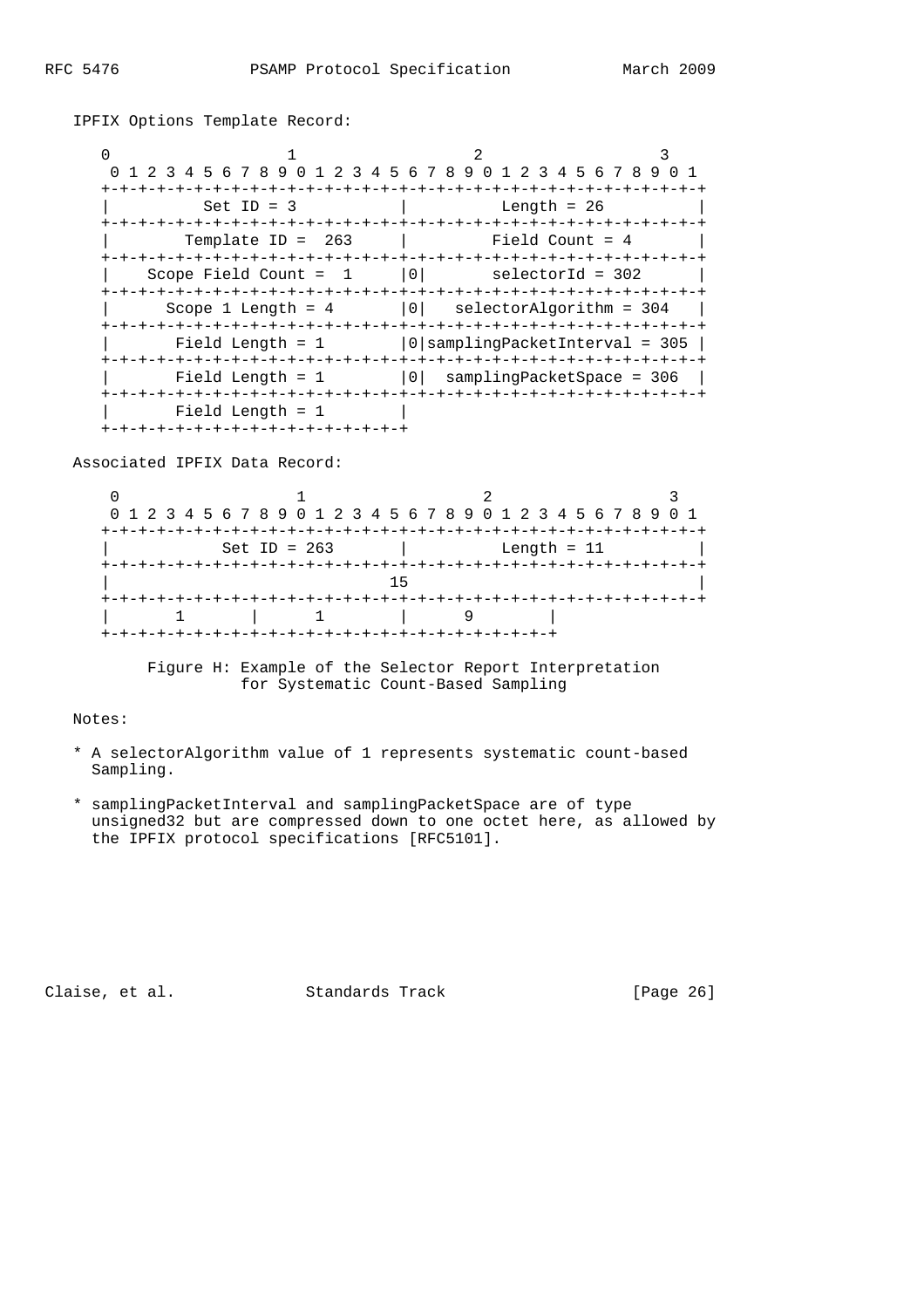IPFIX Options Template Record:

```
 0                   1                   2                   3
 0 1 2 3 4 5 6 7 8 9 0 1 2 3 4 5 6 7 8 9 0 1 2 3 4 5 6 7 8 9 0 1
+-+-+-+-+-+-+-+-+-+-+-+-+-+-+-+-+-+-+-+-+-+-+-+-+-+-+-+-+-+-+-+-+
|          Set ID = 3           |          Length = 26          |
+-+-+-+-+-+-+-+-+-+-+-+-+-+-+-+-+-+-+-+-+-+-+-+-+-+-+-+-+-+-+-+-+
|        Template ID =  263     |         Field Count = 4       |
+-+-+-+-+-+-+-+-+-+-+-+-+-+-+-+-+-+-+-+-+-+-+-+-+-+-+-+-+-+-+-+-+
|    Scope Field Count =  1     |0|       selectorId = 302      |
+-+-+-+-+-+-+-+-+-+-+-+-+-+-+-+-+-+-+-+-+-+-+-+-+-+-+-+-+-+-+-+-+
|      Scope 1 Length = 4       |0|   selectorAlgorithm = 304   |
+-+-+-+-+-+-+-+-+-+-+-+-+-+-+-+-+-+-+-+-+-+-+-+-+-+-+-+-+-+-+-+-+
|       Field Length = 1        |0|samplingPacketInterval = 305 |
+-+-+-+-+-+-+-+-+-+-+-+-+-+-+-+-+-+-+-+-+-+-+-+-+-+-+-+-+-+-+-+-+
|       Field Length = 1        |0|  samplingPacketSpace = 306  |
+-+-+-+-+-+-+-+-+-+-+-+-+-+-+-+-+-+-+-+-+-+-+-+-+-+-+-+-+-+-+-+-+
|       Field Length = 1        |
+-+-+-+-+-+-+-+-+-+-+-+-+-+-+-+-+
```

Associated IPFIX Data Record:

```
 0                   1                   2                   3
 0 1 2 3 4 5 6 7 8 9 0 1 2 3 4 5 6 7 8 9 0 1 2 3 4 5 6 7 8 9 0 1
+-+-+-+-+-+-+-+-+-+-+-+-+-+-+-+-+-+-+-+-+-+-+-+-+-+-+-+-+-+-+-+-+
|           Set ID = 263        |          Length = 11          |
+-+-+-+-+-+-+-+-+-+-+-+-+-+-+-+-+-+-+-+-+-+-+-+-+-+-+-+-+-+-+-+-+
|                               15                              |
+-+-+-+-+-+-+-+-+-+-+-+-+-+-+-+-+-+-+-+-+-+-+-+-+-+-+-+-+-+-+-+-+
|       1       |       1       |       9       |
+-+-+-+-+-+-+-+-+-+-+-+-+-+-+-+-+-+-+-+-+-+-+-+-+
```

Figure H: Example of the Selector Report Interpretation for Systematic Count-Based Sampling

Notes:

* A selectorAlgorithm value of 1 represents systematic count-based Sampling.
* samplingPacketInterval and samplingPacketSpace are of type unsigned32 but are compressed down to one octet here, as allowed by the IPFIX protocol specifications [RFC5101].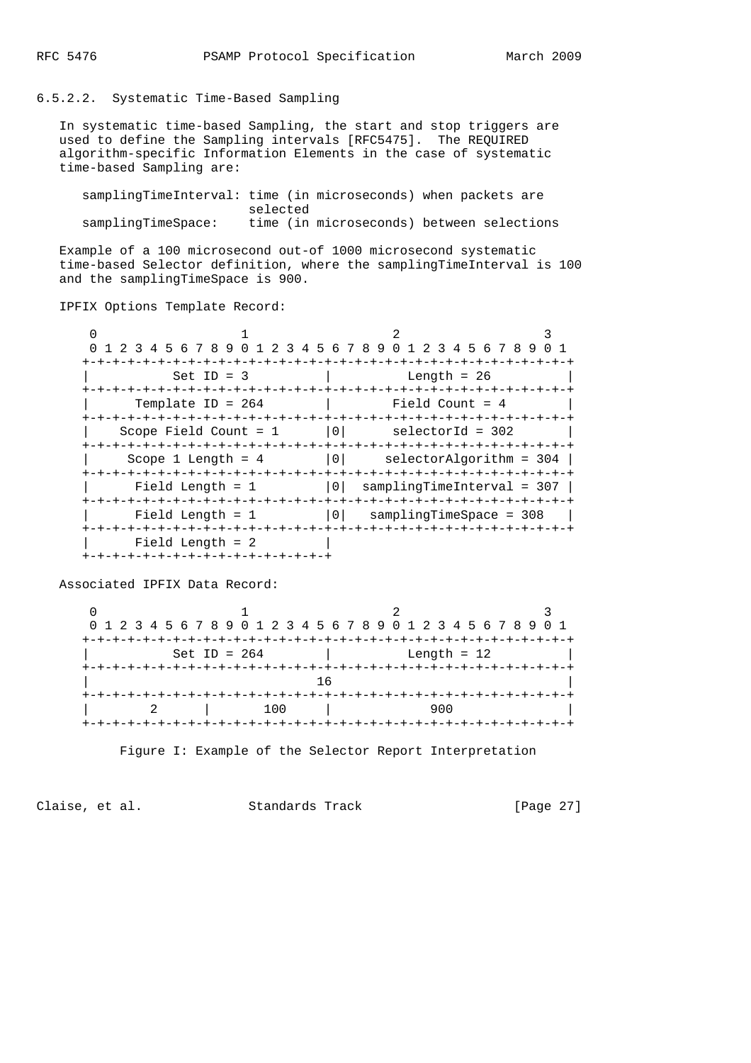### 6.5.2.2. Systematic Time-Based Sampling

In systematic time-based Sampling, the start and stop triggers are used to define the Sampling intervals [RFC5475]. The REQUIRED algorithm-specific Information Elements in the case of systematic time-based Sampling are:

```
   samplingTimeInterval: time (in microseconds) when packets are
                         selected
   samplingTimeSpace:    time (in microseconds) between selections
```

Example of a 100 microsecond out-of 1000 microsecond systematic time-based Selector definition, where the samplingTimeInterval is 100 and the samplingTimeSpace is 900.

IPFIX Options Template Record:

```
 0                   1                   2                   3
 0 1 2 3 4 5 6 7 8 9 0 1 2 3 4 5 6 7 8 9 0 1 2 3 4 5 6 7 8 9 0 1
+-+-+-+-+-+-+-+-+-+-+-+-+-+-+-+-+-+-+-+-+-+-+-+-+-+-+-+-+-+-+-+-+
|          Set ID = 3           |          Length = 26          |
+-+-+-+-+-+-+-+-+-+-+-+-+-+-+-+-+-+-+-+-+-+-+-+-+-+-+-+-+-+-+-+-+
|      Template ID = 264        |        Field Count = 4        |
+-+-+-+-+-+-+-+-+-+-+-+-+-+-+-+-+-+-+-+-+-+-+-+-+-+-+-+-+-+-+-+-+
|    Scope Field Count = 1      |0|      selectorId = 302       |
+-+-+-+-+-+-+-+-+-+-+-+-+-+-+-+-+-+-+-+-+-+-+-+-+-+-+-+-+-+-+-+-+
|     Scope 1 Length = 4        |0|    selectorAlgorithm = 304  |
+-+-+-+-+-+-+-+-+-+-+-+-+-+-+-+-+-+-+-+-+-+-+-+-+-+-+-+-+-+-+-+-+
|      Field Length = 1         |0| samplingTimeInterval = 307  |
+-+-+-+-+-+-+-+-+-+-+-+-+-+-+-+-+-+-+-+-+-+-+-+-+-+-+-+-+-+-+-+-+
|      Field Length = 1         |0|   samplingTimeSpace = 308   |
+-+-+-+-+-+-+-+-+-+-+-+-+-+-+-+-+-+-+-+-+-+-+-+-+-+-+-+-+-+-+-+-+
|      Field Length = 2         |
+-+-+-+-+-+-+-+-+-+-+-+-+-+-+-+-+
```

Associated IPFIX Data Record:

```
 0                   1                   2                   3
 0 1 2 3 4 5 6 7 8 9 0 1 2 3 4 5 6 7 8 9 0 1 2 3 4 5 6 7 8 9 0 1
+-+-+-+-+-+-+-+-+-+-+-+-+-+-+-+-+-+-+-+-+-+-+-+-+-+-+-+-+-+-+-+-+
|          Set ID = 264         |          Length = 12          |
+-+-+-+-+-+-+-+-+-+-+-+-+-+-+-+-+-+-+-+-+-+-+-+-+-+-+-+-+-+-+-+-+
|                               16                              |
+-+-+-+-+-+-+-+-+-+-+-+-+-+-+-+-+-+-+-+-+-+-+-+-+-+-+-+-+-+-+-+-+
|       2       |      100      |              900              |
+-+-+-+-+-+-+-+-+-+-+-+-+-+-+-+-+-+-+-+-+-+-+-+-+-+-+-+-+-+-+-+-+
```

Figure I: Example of the Selector Report Interpretation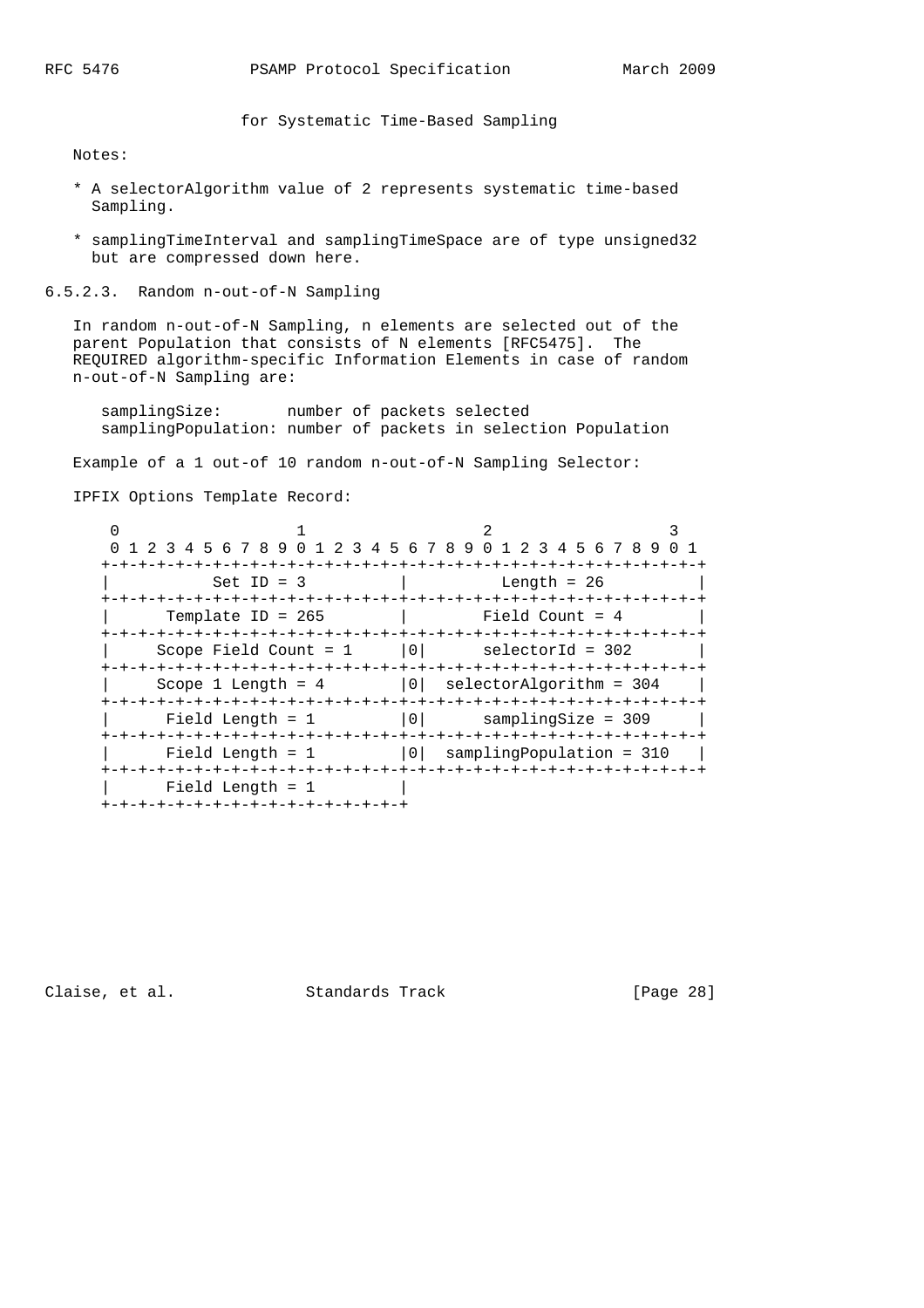for Systematic Time-Based Sampling

Notes:

* A selectorAlgorithm value of 2 represents systematic time-based Sampling.

* samplingTimeInterval and samplingTimeSpace are of type unsigned32 but are compressed down here.

### 6.5.2.3. Random n-out-of-N Sampling

In random n-out-of-N Sampling, n elements are selected out of the parent Population that consists of N elements [RFC5475]. The REQUIRED algorithm-specific Information Elements in case of random n-out-of-N Sampling are:

```
samplingSize:       number of packets selected
samplingPopulation: number of packets in selection Population
```

Example of a 1 out-of 10 random n-out-of-N Sampling Selector:

IPFIX Options Template Record:

```
 0                   1                   2                   3
 0 1 2 3 4 5 6 7 8 9 0 1 2 3 4 5 6 7 8 9 0 1 2 3 4 5 6 7 8 9 0 1
+-+-+-+-+-+-+-+-+-+-+-+-+-+-+-+-+-+-+-+-+-+-+-+-+-+-+-+-+-+-+-+-+
|           Set ID = 3          |          Length = 26          |
+-+-+-+-+-+-+-+-+-+-+-+-+-+-+-+-+-+-+-+-+-+-+-+-+-+-+-+-+-+-+-+-+
|      Template ID = 265        |        Field Count = 4        |
+-+-+-+-+-+-+-+-+-+-+-+-+-+-+-+-+-+-+-+-+-+-+-+-+-+-+-+-+-+-+-+-+
|     Scope Field Count = 1     |0|      selectorId = 302       |
+-+-+-+-+-+-+-+-+-+-+-+-+-+-+-+-+-+-+-+-+-+-+-+-+-+-+-+-+-+-+-+-+
|     Scope 1 Length = 4        |0|  selectorAlgorithm = 304    |
+-+-+-+-+-+-+-+-+-+-+-+-+-+-+-+-+-+-+-+-+-+-+-+-+-+-+-+-+-+-+-+-+
|      Field Length = 1         |0|      samplingSize = 309     |
+-+-+-+-+-+-+-+-+-+-+-+-+-+-+-+-+-+-+-+-+-+-+-+-+-+-+-+-+-+-+-+-+
|      Field Length = 1         |0|  samplingPopulation = 310   |
+-+-+-+-+-+-+-+-+-+-+-+-+-+-+-+-+-+-+-+-+-+-+-+-+-+-+-+-+-+-+-+-+
|      Field Length = 1         |
+-+-+-+-+-+-+-+-+-+-+-+-+-+-+-+-+
```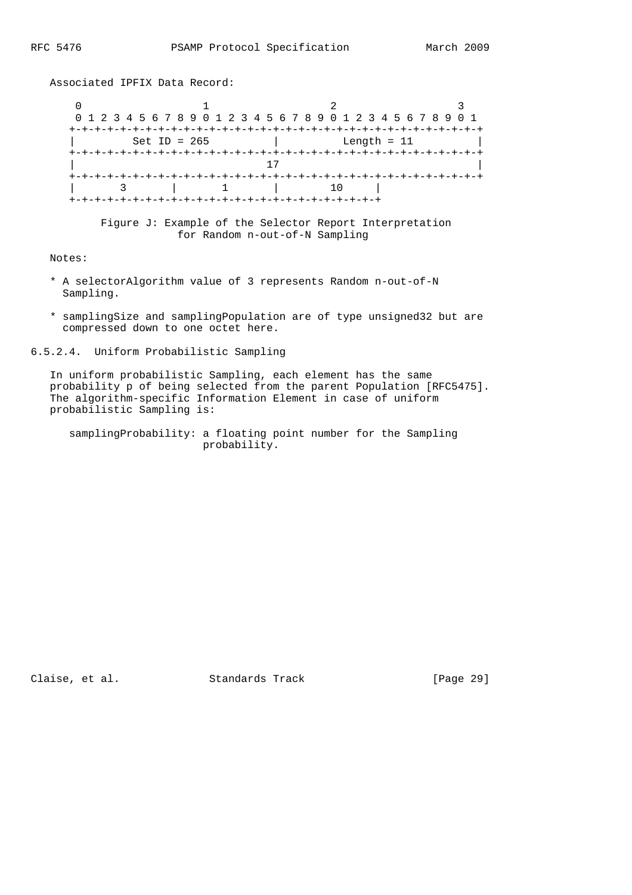Associated IPFIX Data Record:

```
 0                   1                   2                   3
 0 1 2 3 4 5 6 7 8 9 0 1 2 3 4 5 6 7 8 9 0 1 2 3 4 5 6 7 8 9 0 1
+-+-+-+-+-+-+-+-+-+-+-+-+-+-+-+-+-+-+-+-+-+-+-+-+-+-+-+-+-+-+-+-+
|         Set ID = 265          |          Length = 11          |
+-+-+-+-+-+-+-+-+-+-+-+-+-+-+-+-+-+-+-+-+-+-+-+-+-+-+-+-+-+-+-+-+
|                              17                               |
+-+-+-+-+-+-+-+-+-+-+-+-+-+-+-+-+-+-+-+-+-+-+-+-+-+-+-+-+-+-+-+-+
|       3       |       1       |      10       |
+-+-+-+-+-+-+-+-+-+-+-+-+-+-+-+-+-+-+-+-+-+-+-+-+
```

Figure J: Example of the Selector Report Interpretation for Random n-out-of-N Sampling

Notes:

* A selectorAlgorithm value of 3 represents Random n-out-of-N Sampling.
* samplingSize and samplingPopulation are of type unsigned32 but are compressed down to one octet here.

#### 6.5.2.4. Uniform Probabilistic Sampling

In uniform probabilistic Sampling, each element has the same probability p of being selected from the parent Population [RFC5475]. The algorithm-specific Information Element in case of uniform probabilistic Sampling is:

samplingProbability: a floating point number for the Sampling probability.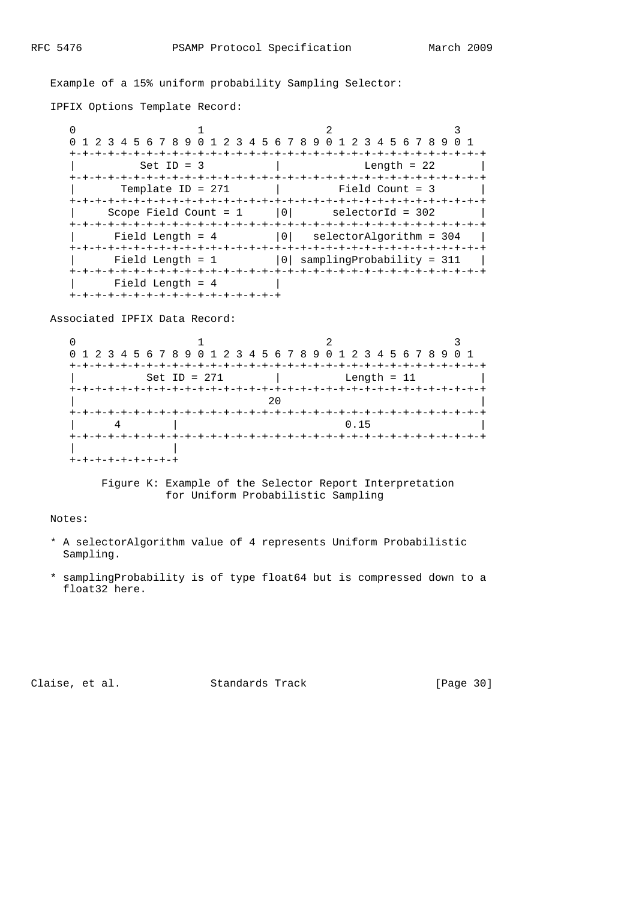Example of a 15% uniform probability Sampling Selector:

IPFIX Options Template Record:

```
 0                   1                   2                   3
 0 1 2 3 4 5 6 7 8 9 0 1 2 3 4 5 6 7 8 9 0 1 2 3 4 5 6 7 8 9 0 1
+-+-+-+-+-+-+-+-+-+-+-+-+-+-+-+-+-+-+-+-+-+-+-+-+-+-+-+-+-+-+-+-+
|          Set ID = 3           |            Length = 22        |
+-+-+-+-+-+-+-+-+-+-+-+-+-+-+-+-+-+-+-+-+-+-+-+-+-+-+-+-+-+-+-+-+
|       Template ID = 271       |         Field Count = 3       |
+-+-+-+-+-+-+-+-+-+-+-+-+-+-+-+-+-+-+-+-+-+-+-+-+-+-+-+-+-+-+-+-+
|     Scope Field Count = 1     |0|      selectorId = 302       |
+-+-+-+-+-+-+-+-+-+-+-+-+-+-+-+-+-+-+-+-+-+-+-+-+-+-+-+-+-+-+-+-+
|      Field Length = 4         |0|   selectorAlgorithm = 304   |
+-+-+-+-+-+-+-+-+-+-+-+-+-+-+-+-+-+-+-+-+-+-+-+-+-+-+-+-+-+-+-+-+
|      Field Length = 1         |0| samplingProbability = 311   |
+-+-+-+-+-+-+-+-+-+-+-+-+-+-+-+-+-+-+-+-+-+-+-+-+-+-+-+-+-+-+-+-+
|      Field Length = 4         |
+-+-+-+-+-+-+-+-+-+-+-+-+-+-+-+-+
```

Associated IPFIX Data Record:

```
 0                   1                   2                   3
 0 1 2 3 4 5 6 7 8 9 0 1 2 3 4 5 6 7 8 9 0 1 2 3 4 5 6 7 8 9 0 1
+-+-+-+-+-+-+-+-+-+-+-+-+-+-+-+-+-+-+-+-+-+-+-+-+-+-+-+-+-+-+-+-+
|          Set ID = 271         |          Length = 11          |
+-+-+-+-+-+-+-+-+-+-+-+-+-+-+-+-+-+-+-+-+-+-+-+-+-+-+-+-+-+-+-+-+
|                               20                              |
+-+-+-+-+-+-+-+-+-+-+-+-+-+-+-+-+-+-+-+-+-+-+-+-+-+-+-+-+-+-+-+-+
|      4        |                        0.15                   |
+-+-+-+-+-+-+-+-+-+-+-+-+-+-+-+-+-+-+-+-+-+-+-+-+-+-+-+-+-+-+-+-+
|               |
+-+-+-+-+-+-+-+-+
```

Figure K: Example of the Selector Report Interpretation for Uniform Probabilistic Sampling

Notes:

* A selectorAlgorithm value of 4 represents Uniform Probabilistic Sampling.

* samplingProbability is of type float64 but is compressed down to a float32 here.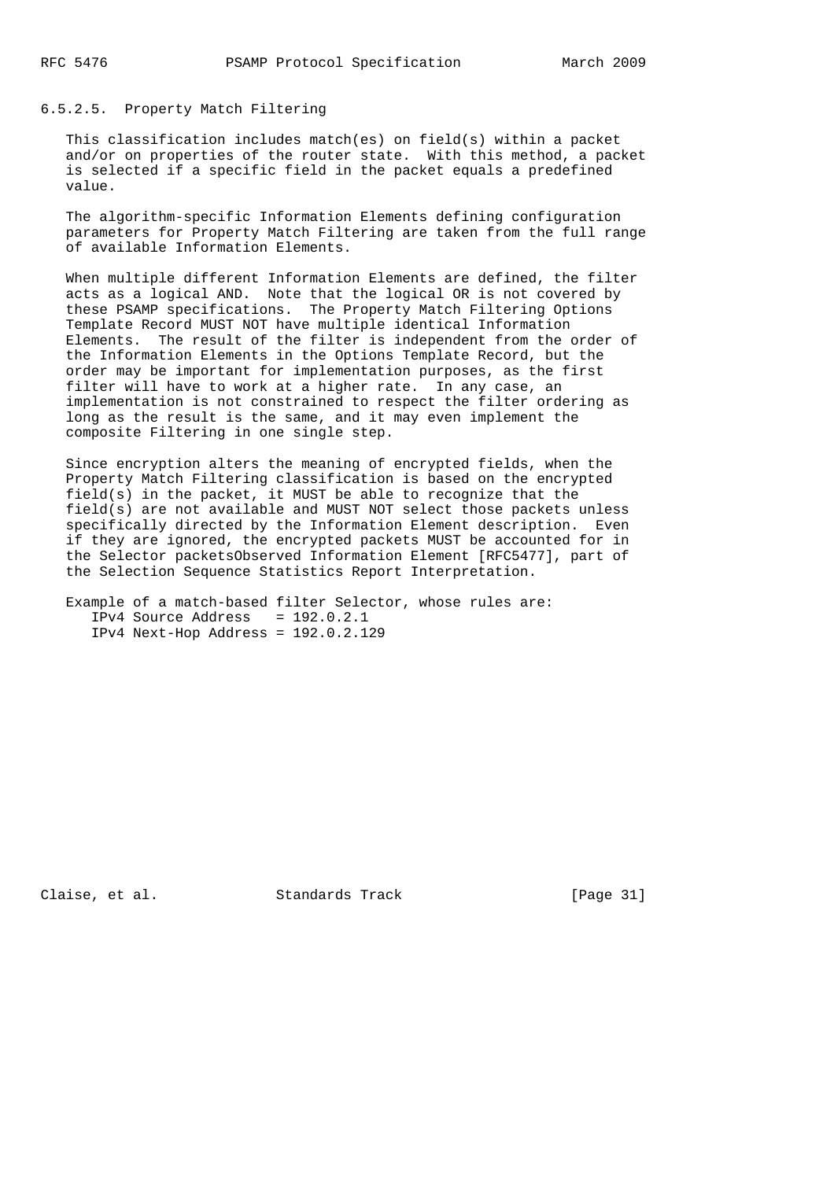#### 6.5.2.5. Property Match Filtering

This classification includes match(es) on field(s) within a packet and/or on properties of the router state. With this method, a packet is selected if a specific field in the packet equals a predefined value.

The algorithm-specific Information Elements defining configuration parameters for Property Match Filtering are taken from the full range of available Information Elements.

When multiple different Information Elements are defined, the filter acts as a logical AND. Note that the logical OR is not covered by these PSAMP specifications. The Property Match Filtering Options Template Record MUST NOT have multiple identical Information Elements. The result of the filter is independent from the order of the Information Elements in the Options Template Record, but the order may be important for implementation purposes, as the first filter will have to work at a higher rate. In any case, an implementation is not constrained to respect the filter ordering as long as the result is the same, and it may even implement the composite Filtering in one single step.

Since encryption alters the meaning of encrypted fields, when the Property Match Filtering classification is based on the encrypted field(s) in the packet, it MUST be able to recognize that the field(s) are not available and MUST NOT select those packets unless specifically directed by the Information Element description. Even if they are ignored, the encrypted packets MUST be accounted for in the Selector packetsObserved Information Element [RFC5477], part of the Selection Sequence Statistics Report Interpretation.

Example of a match-based filter Selector, whose rules are:

```
   IPv4 Source Address   = 192.0.2.1
   IPv4 Next-Hop Address = 192.0.2.129
```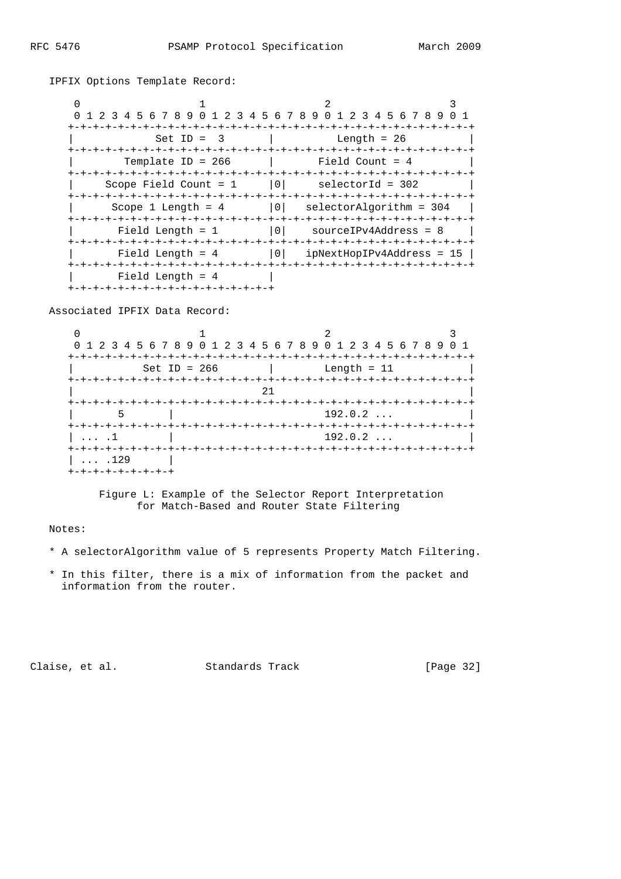IPFIX Options Template Record:

```
  0                   1                   2                   3
  0 1 2 3 4 5 6 7 8 9 0 1 2 3 4 5 6 7 8 9 0 1 2 3 4 5 6 7 8 9 0 1
 +-+-+-+-+-+-+-+-+-+-+-+-+-+-+-+-+-+-+-+-+-+-+-+-+-+-+-+-+-+-+-+-+
 |             Set ID =  3       |          Length = 26          |
 +-+-+-+-+-+-+-+-+-+-+-+-+-+-+-+-+-+-+-+-+-+-+-+-+-+-+-+-+-+-+-+-+
 |        Template ID = 266      |       Field Count = 4         |
 +-+-+-+-+-+-+-+-+-+-+-+-+-+-+-+-+-+-+-+-+-+-+-+-+-+-+-+-+-+-+-+-+
 |     Scope Field Count = 1     |0|     selectorId = 302        |
 +-+-+-+-+-+-+-+-+-+-+-+-+-+-+-+-+-+-+-+-+-+-+-+-+-+-+-+-+-+-+-+-+
 |      Scope 1 Length = 4       |0|   selectorAlgorithm = 304   |
 +-+-+-+-+-+-+-+-+-+-+-+-+-+-+-+-+-+-+-+-+-+-+-+-+-+-+-+-+-+-+-+-+
 |       Field Length = 1        |0|    sourceIPv4Address = 8    |
 +-+-+-+-+-+-+-+-+-+-+-+-+-+-+-+-+-+-+-+-+-+-+-+-+-+-+-+-+-+-+-+-+
 |       Field Length = 4        |0|   ipNextHopIPv4Address = 15 |
 +-+-+-+-+-+-+-+-+-+-+-+-+-+-+-+-+-+-+-+-+-+-+-+-+-+-+-+-+-+-+-+-+
 |       Field Length = 4        |
 +-+-+-+-+-+-+-+-+-+-+-+-+-+-+-+-+
```

Associated IPFIX Data Record:

```
  0                   1                   2                   3
  0 1 2 3 4 5 6 7 8 9 0 1 2 3 4 5 6 7 8 9 0 1 2 3 4 5 6 7 8 9 0 1
 +-+-+-+-+-+-+-+-+-+-+-+-+-+-+-+-+-+-+-+-+-+-+-+-+-+-+-+-+-+-+-+-+
 |           Set ID = 266        |         Length = 11           |
 +-+-+-+-+-+-+-+-+-+-+-+-+-+-+-+-+-+-+-+-+-+-+-+-+-+-+-+-+-+-+-+-+
 |                               21                              |
 +-+-+-+-+-+-+-+-+-+-+-+-+-+-+-+-+-+-+-+-+-+-+-+-+-+-+-+-+-+-+-+-+
 |       5       |                         192.0.2 ...           |
 +-+-+-+-+-+-+-+-+-+-+-+-+-+-+-+-+-+-+-+-+-+-+-+-+-+-+-+-+-+-+-+-+
 | ... .1        |                         192.0.2 ...           |
 +-+-+-+-+-+-+-+-+-+-+-+-+-+-+-+-+-+-+-+-+-+-+-+-+-+-+-+-+-+-+-+-+
 | ... .129      |
 +-+-+-+-+-+-+-+-+
```

Figure L: Example of the Selector Report Interpretation for Match-Based and Router State Filtering

Notes:

* A selectorAlgorithm value of 5 represents Property Match Filtering.

* In this filter, there is a mix of information from the packet and information from the router.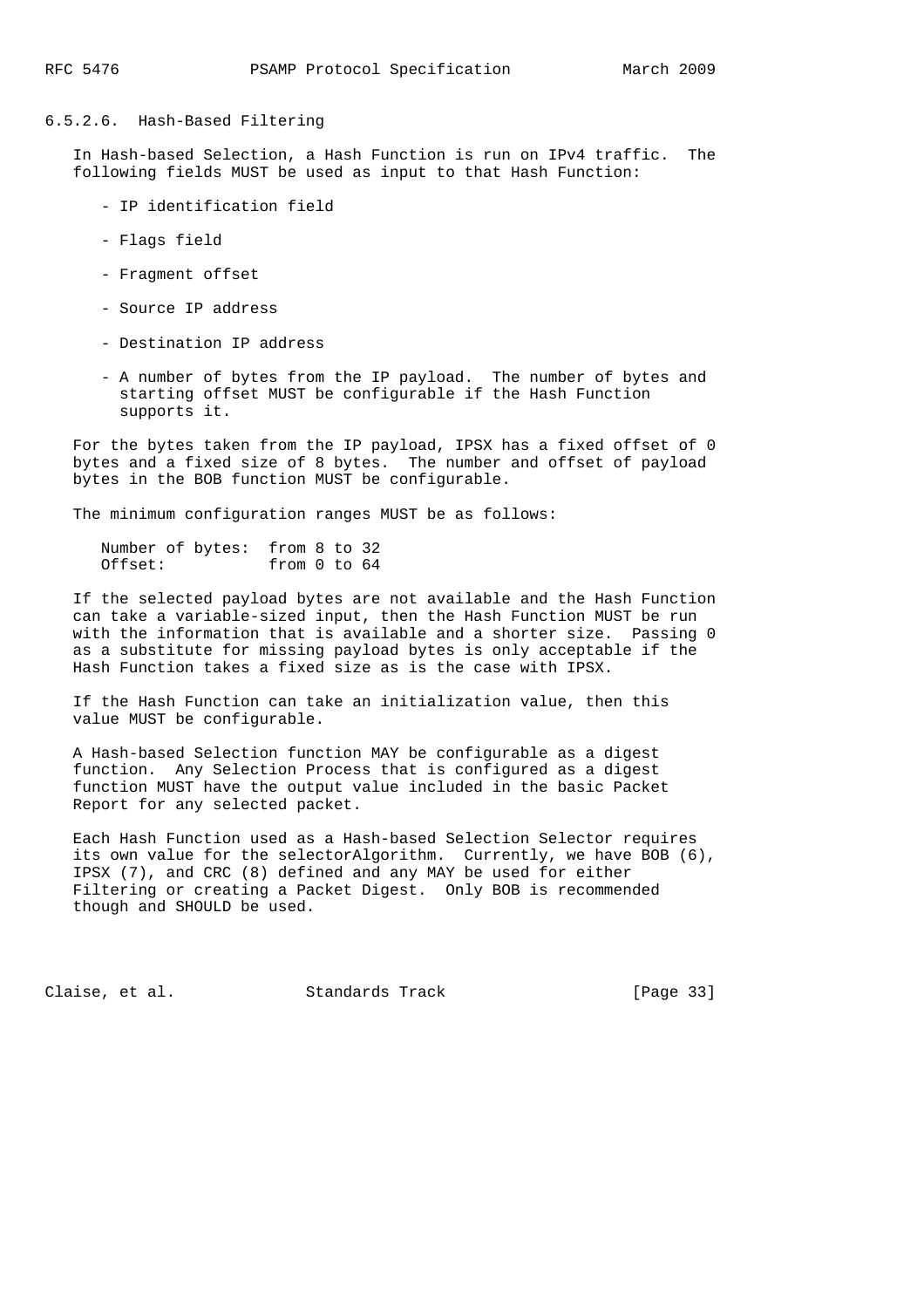#### 6.5.2.6. Hash-Based Filtering

In Hash-based Selection, a Hash Function is run on IPv4 traffic. The following fields MUST be used as input to that Hash Function:

- IP identification field
- Flags field
- Fragment offset
- Source IP address
- Destination IP address
- A number of bytes from the IP payload. The number of bytes and starting offset MUST be configurable if the Hash Function supports it.

For the bytes taken from the IP payload, IPSX has a fixed offset of 0 bytes and a fixed size of 8 bytes. The number and offset of payload bytes in the BOB function MUST be configurable.

The minimum configuration ranges MUST be as follows:

```
Number of bytes:  from 8 to 32
Offset:           from 0 to 64
```

If the selected payload bytes are not available and the Hash Function can take a variable-sized input, then the Hash Function MUST be run with the information that is available and a shorter size. Passing 0 as a substitute for missing payload bytes is only acceptable if the Hash Function takes a fixed size as is the case with IPSX.

If the Hash Function can take an initialization value, then this value MUST be configurable.

A Hash-based Selection function MAY be configurable as a digest function. Any Selection Process that is configured as a digest function MUST have the output value included in the basic Packet Report for any selected packet.

Each Hash Function used as a Hash-based Selection Selector requires its own value for the selectorAlgorithm. Currently, we have BOB (6), IPSX (7), and CRC (8) defined and any MAY be used for either Filtering or creating a Packet Digest. Only BOB is recommended though and SHOULD be used.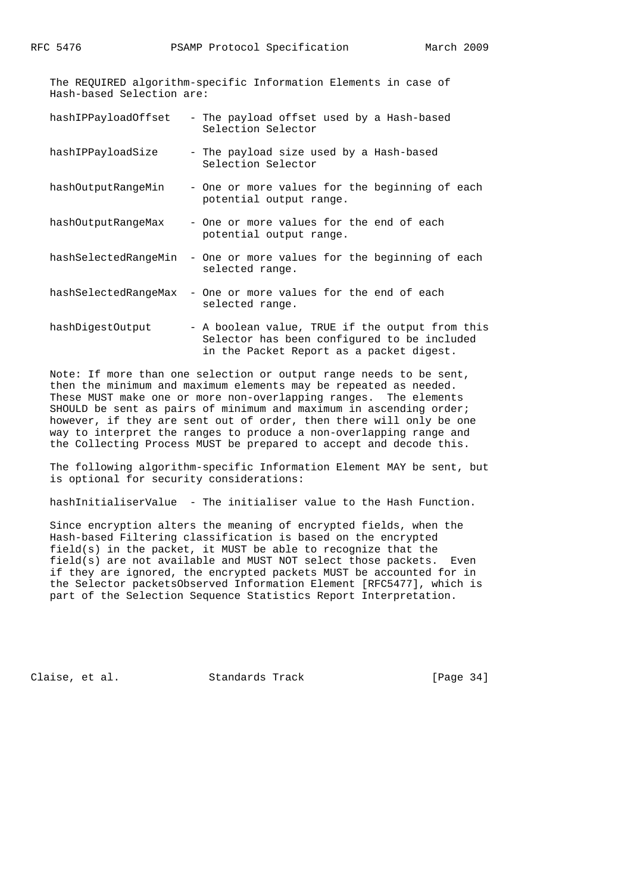The REQUIRED algorithm-specific Information Elements in case of Hash-based Selection are:

- hashIPPayloadOffset - The payload offset used by a Hash-based Selection Selector
- hashIPPayloadSize - The payload size used by a Hash-based Selection Selector
- hashOutputRangeMin - One or more values for the beginning of each potential output range.
- hashOutputRangeMax - One or more values for the end of each potential output range.
- hashSelectedRangeMin - One or more values for the beginning of each selected range.
- hashSelectedRangeMax - One or more values for the end of each selected range.
- hashDigestOutput - A boolean value, TRUE if the output from this Selector has been configured to be included in the Packet Report as a packet digest.

Note: If more than one selection or output range needs to be sent, then the minimum and maximum elements may be repeated as needed. These MUST make one or more non-overlapping ranges. The elements SHOULD be sent as pairs of minimum and maximum in ascending order; however, if they are sent out of order, then there will only be one way to interpret the ranges to produce a non-overlapping range and the Collecting Process MUST be prepared to accept and decode this.

The following algorithm-specific Information Element MAY be sent, but is optional for security considerations:

hashInitialiserValue - The initialiser value to the Hash Function.

Since encryption alters the meaning of encrypted fields, when the Hash-based Filtering classification is based on the encrypted field(s) in the packet, it MUST be able to recognize that the field(s) are not available and MUST NOT select those packets. Even if they are ignored, the encrypted packets MUST be accounted for in the Selector packetsObserved Information Element [RFC5477], which is part of the Selection Sequence Statistics Report Interpretation.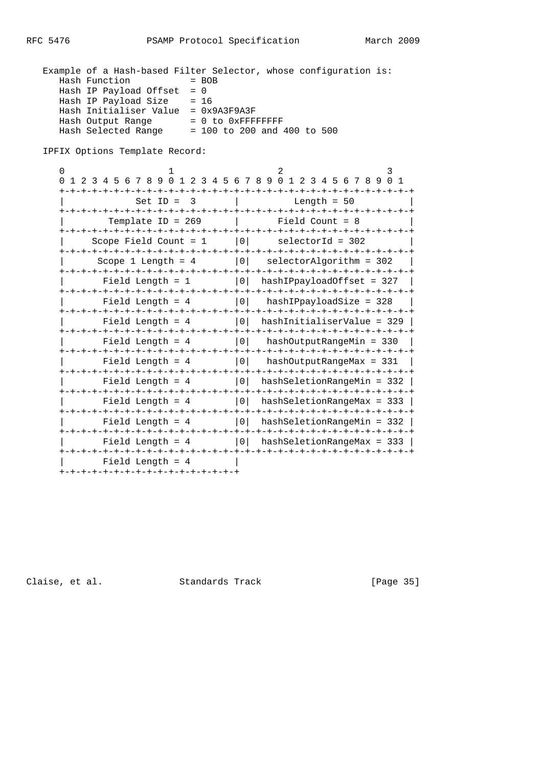Example of a Hash-based Filter Selector, whose configuration is:

```
   Hash Function           = BOB
   Hash IP Payload Offset  = 0
   Hash IP Payload Size    = 16
   Hash Initialiser Value  = 0x9A3F9A3F
   Hash Output Range       = 0 to 0xFFFFFFFF
   Hash Selected Range     = 100 to 200 and 400 to 500
```

IPFIX Options Template Record:

```
    0                   1                   2                   3
    0 1 2 3 4 5 6 7 8 9 0 1 2 3 4 5 6 7 8 9 0 1 2 3 4 5 6 7 8 9 0 1
   +-+-+-+-+-+-+-+-+-+-+-+-+-+-+-+-+-+-+-+-+-+-+-+-+-+-+-+-+-+-+-+-+
   |             Set ID =  3       |           Length = 50         |
   +-+-+-+-+-+-+-+-+-+-+-+-+-+-+-+-+-+-+-+-+-+-+-+-+-+-+-+-+-+-+-+-+
   |        Template ID = 269      |        Field Count = 8        |
   +-+-+-+-+-+-+-+-+-+-+-+-+-+-+-+-+-+-+-+-+-+-+-+-+-+-+-+-+-+-+-+-+
   |     Scope Field Count = 1     |0|     selectorId = 302        |
   +-+-+-+-+-+-+-+-+-+-+-+-+-+-+-+-+-+-+-+-+-+-+-+-+-+-+-+-+-+-+-+-+
   |      Scope 1 Length = 4       |0|   selectorAlgorithm = 302   |
   +-+-+-+-+-+-+-+-+-+-+-+-+-+-+-+-+-+-+-+-+-+-+-+-+-+-+-+-+-+-+-+-+
   |       Field Length = 1        |0|  hashIPpayloadOffset = 327  |
   +-+-+-+-+-+-+-+-+-+-+-+-+-+-+-+-+-+-+-+-+-+-+-+-+-+-+-+-+-+-+-+-+
   |       Field Length = 4        |0|   hashIPpayloadSize = 328   |
   +-+-+-+-+-+-+-+-+-+-+-+-+-+-+-+-+-+-+-+-+-+-+-+-+-+-+-+-+-+-+-+-+
   |       Field Length = 4        |0|  hashInitialiserValue = 329 |
   +-+-+-+-+-+-+-+-+-+-+-+-+-+-+-+-+-+-+-+-+-+-+-+-+-+-+-+-+-+-+-+-+
   |       Field Length = 4        |0|   hashOutputRangeMin = 330  |
   +-+-+-+-+-+-+-+-+-+-+-+-+-+-+-+-+-+-+-+-+-+-+-+-+-+-+-+-+-+-+-+-+
   |       Field Length = 4        |0|   hashOutputRangeMax = 331  |
   +-+-+-+-+-+-+-+-+-+-+-+-+-+-+-+-+-+-+-+-+-+-+-+-+-+-+-+-+-+-+-+-+
   |       Field Length = 4        |0|  hashSeletionRangeMin = 332 |
   +-+-+-+-+-+-+-+-+-+-+-+-+-+-+-+-+-+-+-+-+-+-+-+-+-+-+-+-+-+-+-+-+
   |       Field Length = 4        |0|  hashSeletionRangeMax = 333 |
   +-+-+-+-+-+-+-+-+-+-+-+-+-+-+-+-+-+-+-+-+-+-+-+-+-+-+-+-+-+-+-+-+
   |       Field Length = 4        |0|  hashSeletionRangeMin = 332 |
   +-+-+-+-+-+-+-+-+-+-+-+-+-+-+-+-+-+-+-+-+-+-+-+-+-+-+-+-+-+-+-+-+
   |       Field Length = 4        |0|  hashSeletionRangeMax = 333 |
   +-+-+-+-+-+-+-+-+-+-+-+-+-+-+-+-+-+-+-+-+-+-+-+-+-+-+-+-+-+-+-+-+
   |       Field Length = 4        |
   +-+-+-+-+-+-+-+-+-+-+-+-+-+-+-+-+
```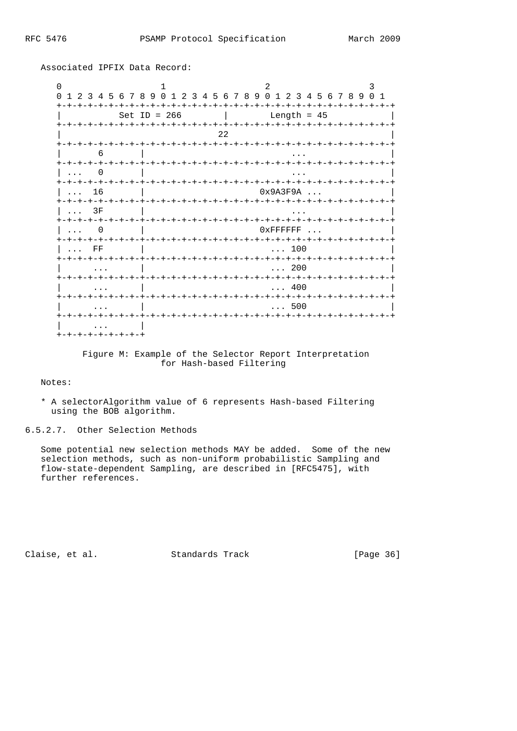Associated IPFIX Data Record:

```
 0                   1                   2                   3
 0 1 2 3 4 5 6 7 8 9 0 1 2 3 4 5 6 7 8 9 0 1 2 3 4 5 6 7 8 9 0 1
+-+-+-+-+-+-+-+-+-+-+-+-+-+-+-+-+-+-+-+-+-+-+-+-+-+-+-+-+-+-+-+-+
|          Set ID = 266         |         Length = 45           |
+-+-+-+-+-+-+-+-+-+-+-+-+-+-+-+-+-+-+-+-+-+-+-+-+-+-+-+-+-+-+-+-+
|                               22                              |
+-+-+-+-+-+-+-+-+-+-+-+-+-+-+-+-+-+-+-+-+-+-+-+-+-+-+-+-+-+-+-+-+
|       6       |                      ...                      |
+-+-+-+-+-+-+-+-+-+-+-+-+-+-+-+-+-+-+-+-+-+-+-+-+-+-+-+-+-+-+-+-+
| ...   0       |                      ...                      |
+-+-+-+-+-+-+-+-+-+-+-+-+-+-+-+-+-+-+-+-+-+-+-+-+-+-+-+-+-+-+-+-+
| ...  16       |                   0x9A3F9A ...                |
+-+-+-+-+-+-+-+-+-+-+-+-+-+-+-+-+-+-+-+-+-+-+-+-+-+-+-+-+-+-+-+-+
| ...  3F       |                      ...                      |
+-+-+-+-+-+-+-+-+-+-+-+-+-+-+-+-+-+-+-+-+-+-+-+-+-+-+-+-+-+-+-+-+
| ...   0       |                   0xFFFFFF ...                |
+-+-+-+-+-+-+-+-+-+-+-+-+-+-+-+-+-+-+-+-+-+-+-+-+-+-+-+-+-+-+-+-+
| ...  FF       |                      ... 100                  |
+-+-+-+-+-+-+-+-+-+-+-+-+-+-+-+-+-+-+-+-+-+-+-+-+-+-+-+-+-+-+-+-+
|      ...      |                      ... 200                  |
+-+-+-+-+-+-+-+-+-+-+-+-+-+-+-+-+-+-+-+-+-+-+-+-+-+-+-+-+-+-+-+-+
|      ...      |                      ... 400                  |
+-+-+-+-+-+-+-+-+-+-+-+-+-+-+-+-+-+-+-+-+-+-+-+-+-+-+-+-+-+-+-+-+
|      ...      |                      ... 500                  |
+-+-+-+-+-+-+-+-+-+-+-+-+-+-+-+-+-+-+-+-+-+-+-+-+-+-+-+-+-+-+-+-+
|      ...      |
+-+-+-+-+-+-+-+-+
```

Figure M: Example of the Selector Report Interpretation for Hash-based Filtering

Notes:

* A selectorAlgorithm value of 6 represents Hash-based Filtering using the BOB algorithm.

#### 6.5.2.7. Other Selection Methods

Some potential new selection methods MAY be added. Some of the new selection methods, such as non-uniform probabilistic Sampling and flow-state-dependent Sampling, are described in [RFC5475], with further references.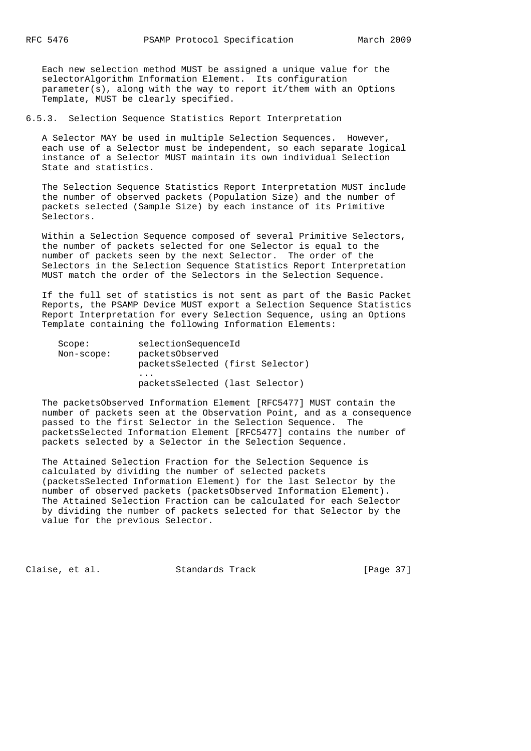Each new selection method MUST be assigned a unique value for the selectorAlgorithm Information Element. Its configuration parameter(s), along with the way to report it/them with an Options Template, MUST be clearly specified.

### 6.5.3. Selection Sequence Statistics Report Interpretation

A Selector MAY be used in multiple Selection Sequences. However, each use of a Selector must be independent, so each separate logical instance of a Selector MUST maintain its own individual Selection State and statistics.

The Selection Sequence Statistics Report Interpretation MUST include the number of observed packets (Population Size) and the number of packets selected (Sample Size) by each instance of its Primitive Selectors.

Within a Selection Sequence composed of several Primitive Selectors, the number of packets selected for one Selector is equal to the number of packets seen by the next Selector. The order of the Selectors in the Selection Sequence Statistics Report Interpretation MUST match the order of the Selectors in the Selection Sequence.

If the full set of statistics is not sent as part of the Basic Packet Reports, the PSAMP Device MUST export a Selection Sequence Statistics Report Interpretation for every Selection Sequence, using an Options Template containing the following Information Elements:

```
Scope:         selectionSequenceId
Non-scope:     packetsObserved
               packetsSelected (first Selector)
               ...
               packetsSelected (last Selector)
```

The packetsObserved Information Element [RFC5477] MUST contain the number of packets seen at the Observation Point, and as a consequence passed to the first Selector in the Selection Sequence. The packetsSelected Information Element [RFC5477] contains the number of packets selected by a Selector in the Selection Sequence.

The Attained Selection Fraction for the Selection Sequence is calculated by dividing the number of selected packets (packetsSelected Information Element) for the last Selector by the number of observed packets (packetsObserved Information Element). The Attained Selection Fraction can be calculated for each Selector by dividing the number of packets selected for that Selector by the value for the previous Selector.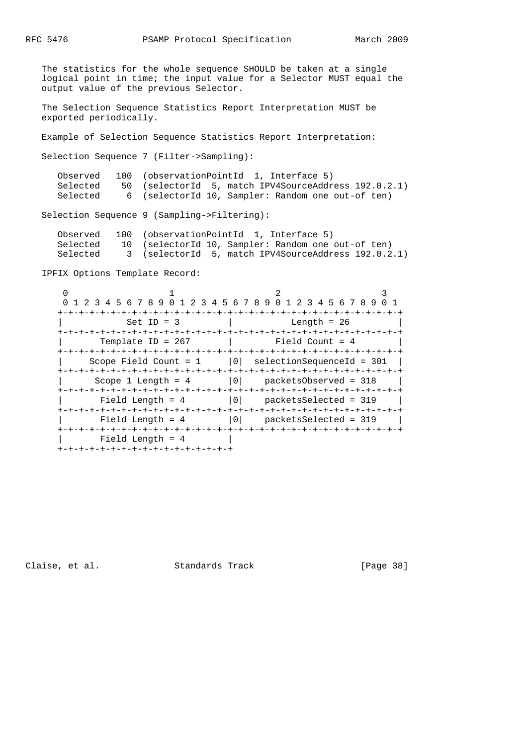The statistics for the whole sequence SHOULD be taken at a single logical point in time; the input value for a Selector MUST equal the output value of the previous Selector.

The Selection Sequence Statistics Report Interpretation MUST be exported periodically.

Example of Selection Sequence Statistics Report Interpretation:

Selection Sequence 7 (Filter->Sampling):

```
Observed   100  (observationPointId  1, Interface 5)
Selected    50  (selectorId  5, match IPV4SourceAddress 192.0.2.1)
Selected     6  (selectorId 10, Sampler: Random one out-of ten)
```

Selection Sequence 9 (Sampling->Filtering):

```
Observed   100  (observationPointId  1, Interface 5)
Selected    10  (selectorId 10, Sampler: Random one out-of ten)
Selected     3  (selectorId  5, match IPV4SourceAddress 192.0.2.1)
```

IPFIX Options Template Record:

```
 0                   1                   2                   3
 0 1 2 3 4 5 6 7 8 9 0 1 2 3 4 5 6 7 8 9 0 1 2 3 4 5 6 7 8 9 0 1
+-+-+-+-+-+-+-+-+-+-+-+-+-+-+-+-+-+-+-+-+-+-+-+-+-+-+-+-+-+-+-+-+
|          Set ID = 3           |          Length = 26          |
+-+-+-+-+-+-+-+-+-+-+-+-+-+-+-+-+-+-+-+-+-+-+-+-+-+-+-+-+-+-+-+-+
|      Template ID = 267        |        Field Count = 4        |
+-+-+-+-+-+-+-+-+-+-+-+-+-+-+-+-+-+-+-+-+-+-+-+-+-+-+-+-+-+-+-+-+
|    Scope Field Count = 1      |0|  selectionSequenceId = 301  |
+-+-+-+-+-+-+-+-+-+-+-+-+-+-+-+-+-+-+-+-+-+-+-+-+-+-+-+-+-+-+-+-+
|     Scope 1 Length = 4        |0|    packetsObserved = 318    |
+-+-+-+-+-+-+-+-+-+-+-+-+-+-+-+-+-+-+-+-+-+-+-+-+-+-+-+-+-+-+-+-+
|      Field Length = 4         |0|    packetsSelected = 319    |
+-+-+-+-+-+-+-+-+-+-+-+-+-+-+-+-+-+-+-+-+-+-+-+-+-+-+-+-+-+-+-+-+
|      Field Length = 4         |0|    packetsSelected = 319    |
+-+-+-+-+-+-+-+-+-+-+-+-+-+-+-+-+-+-+-+-+-+-+-+-+-+-+-+-+-+-+-+-+
|      Field Length = 4         |
+-+-+-+-+-+-+-+-+-+-+-+-+-+-+-+-+
```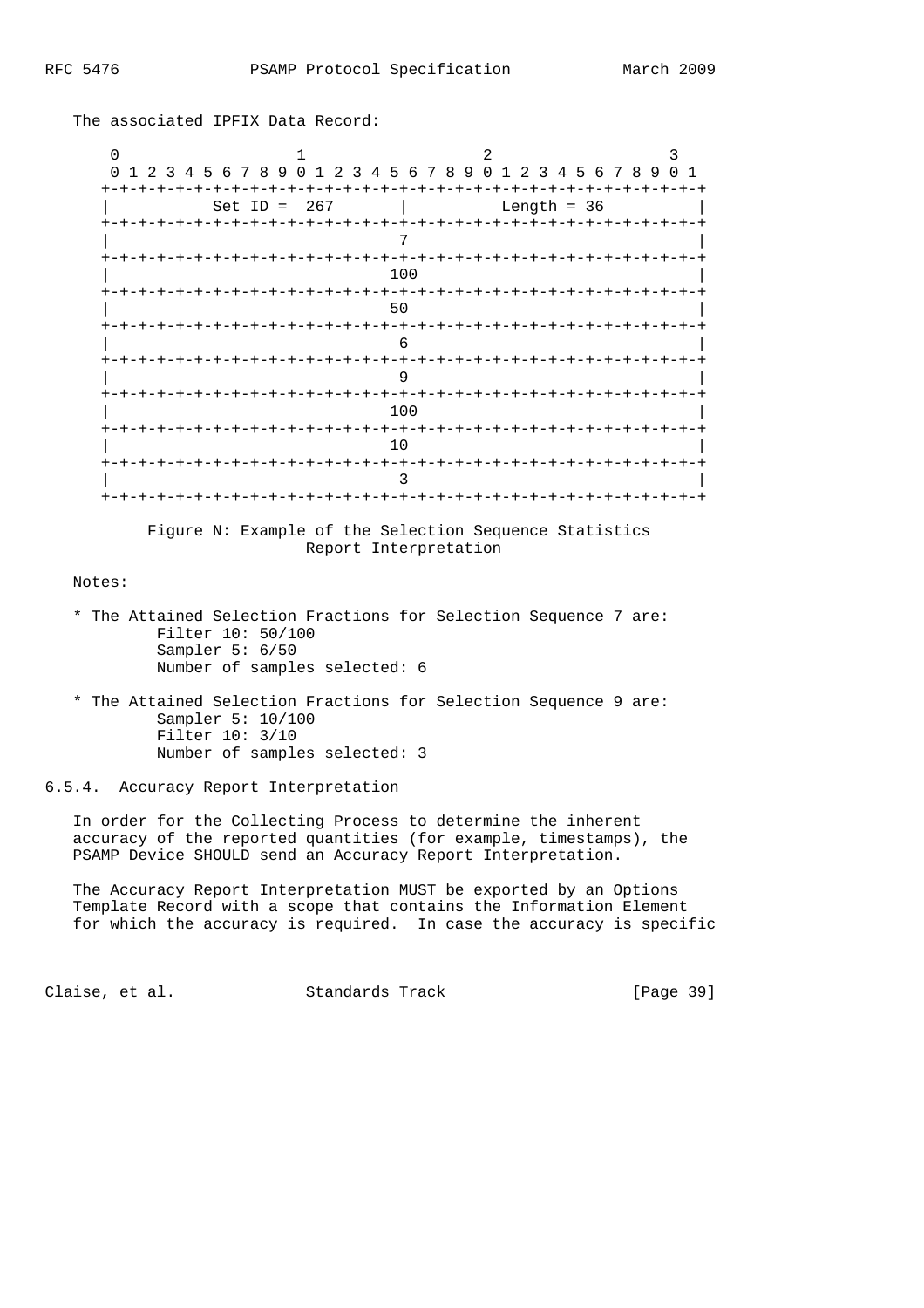The associated IPFIX Data Record:

```
     0                   1                   2                   3
     0 1 2 3 4 5 6 7 8 9 0 1 2 3 4 5 6 7 8 9 0 1 2 3 4 5 6 7 8 9 0 1
    +-+-+-+-+-+-+-+-+-+-+-+-+-+-+-+-+-+-+-+-+-+-+-+-+-+-+-+-+-+-+-+-+
    |          Set ID =  267        |          Length = 36          |
    +-+-+-+-+-+-+-+-+-+-+-+-+-+-+-+-+-+-+-+-+-+-+-+-+-+-+-+-+-+-+-+-+
    |                               7                               |
    +-+-+-+-+-+-+-+-+-+-+-+-+-+-+-+-+-+-+-+-+-+-+-+-+-+-+-+-+-+-+-+-+
    |                              100                              |
    +-+-+-+-+-+-+-+-+-+-+-+-+-+-+-+-+-+-+-+-+-+-+-+-+-+-+-+-+-+-+-+-+
    |                              50                               |
    +-+-+-+-+-+-+-+-+-+-+-+-+-+-+-+-+-+-+-+-+-+-+-+-+-+-+-+-+-+-+-+-+
    |                               6                               |
    +-+-+-+-+-+-+-+-+-+-+-+-+-+-+-+-+-+-+-+-+-+-+-+-+-+-+-+-+-+-+-+-+
    |                               9                               |
    +-+-+-+-+-+-+-+-+-+-+-+-+-+-+-+-+-+-+-+-+-+-+-+-+-+-+-+-+-+-+-+-+
    |                              100                              |
    +-+-+-+-+-+-+-+-+-+-+-+-+-+-+-+-+-+-+-+-+-+-+-+-+-+-+-+-+-+-+-+-+
    |                              10                               |
    +-+-+-+-+-+-+-+-+-+-+-+-+-+-+-+-+-+-+-+-+-+-+-+-+-+-+-+-+-+-+-+-+
    |                               3                               |
    +-+-+-+-+-+-+-+-+-+-+-+-+-+-+-+-+-+-+-+-+-+-+-+-+-+-+-+-+-+-+-+-+
```

Figure N: Example of the Selection Sequence Statistics Report Interpretation

Notes:

* The Attained Selection Fractions for Selection Sequence 7 are:
  - Filter 10: 50/100
  - Sampler 5: 6/50
  - Number of samples selected: 6

* The Attained Selection Fractions for Selection Sequence 9 are:
  - Sampler 5: 10/100
  - Filter 10: 3/10
  - Number of samples selected: 3

### 6.5.4. Accuracy Report Interpretation

In order for the Collecting Process to determine the inherent accuracy of the reported quantities (for example, timestamps), the PSAMP Device SHOULD send an Accuracy Report Interpretation.

The Accuracy Report Interpretation MUST be exported by an Options Template Record with a scope that contains the Information Element for which the accuracy is required. In case the accuracy is specific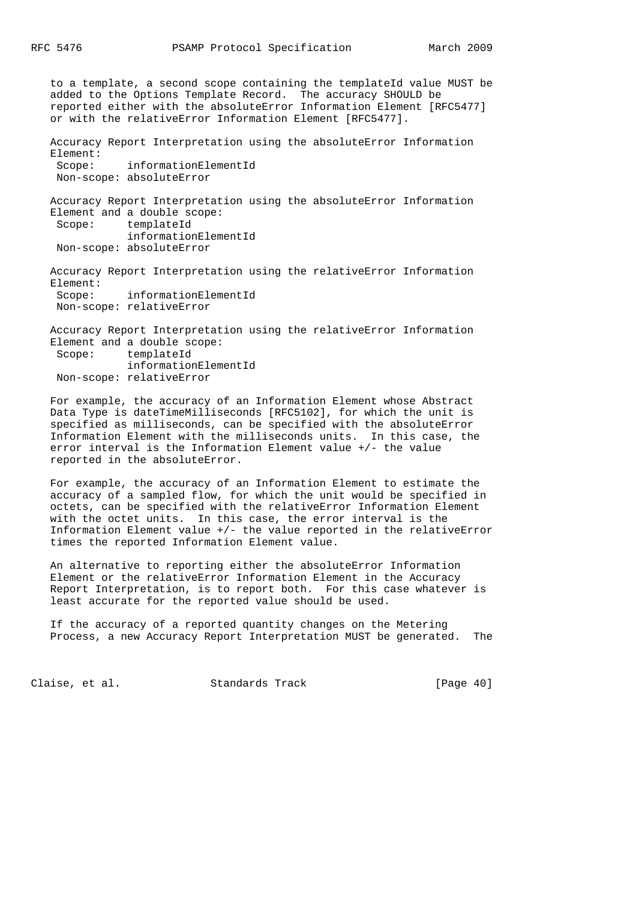to a template, a second scope containing the templateId value MUST be added to the Options Template Record. The accuracy SHOULD be reported either with the absoluteError Information Element [RFC5477] or with the relativeError Information Element [RFC5477].

Accuracy Report Interpretation using the absoluteError Information Element:

```
 Scope:     informationElementId
 Non-scope: absoluteError
```

Accuracy Report Interpretation using the absoluteError Information Element and a double scope:

```
 Scope:     templateId
            informationElementId
 Non-scope: absoluteError
```

Accuracy Report Interpretation using the relativeError Information Element:

```
 Scope:     informationElementId
 Non-scope: relativeError
```

Accuracy Report Interpretation using the relativeError Information Element and a double scope:

```
 Scope:     templateId
            informationElementId
 Non-scope: relativeError
```

For example, the accuracy of an Information Element whose Abstract Data Type is dateTimeMilliseconds [RFC5102], for which the unit is specified as milliseconds, can be specified with the absoluteError Information Element with the milliseconds units. In this case, the error interval is the Information Element value +/- the value reported in the absoluteError.

For example, the accuracy of an Information Element to estimate the accuracy of a sampled flow, for which the unit would be specified in octets, can be specified with the relativeError Information Element with the octet units. In this case, the error interval is the Information Element value +/- the value reported in the relativeError times the reported Information Element value.

An alternative to reporting either the absoluteError Information Element or the relativeError Information Element in the Accuracy Report Interpretation, is to report both. For this case whatever is least accurate for the reported value should be used.

If the accuracy of a reported quantity changes on the Metering Process, a new Accuracy Report Interpretation MUST be generated. The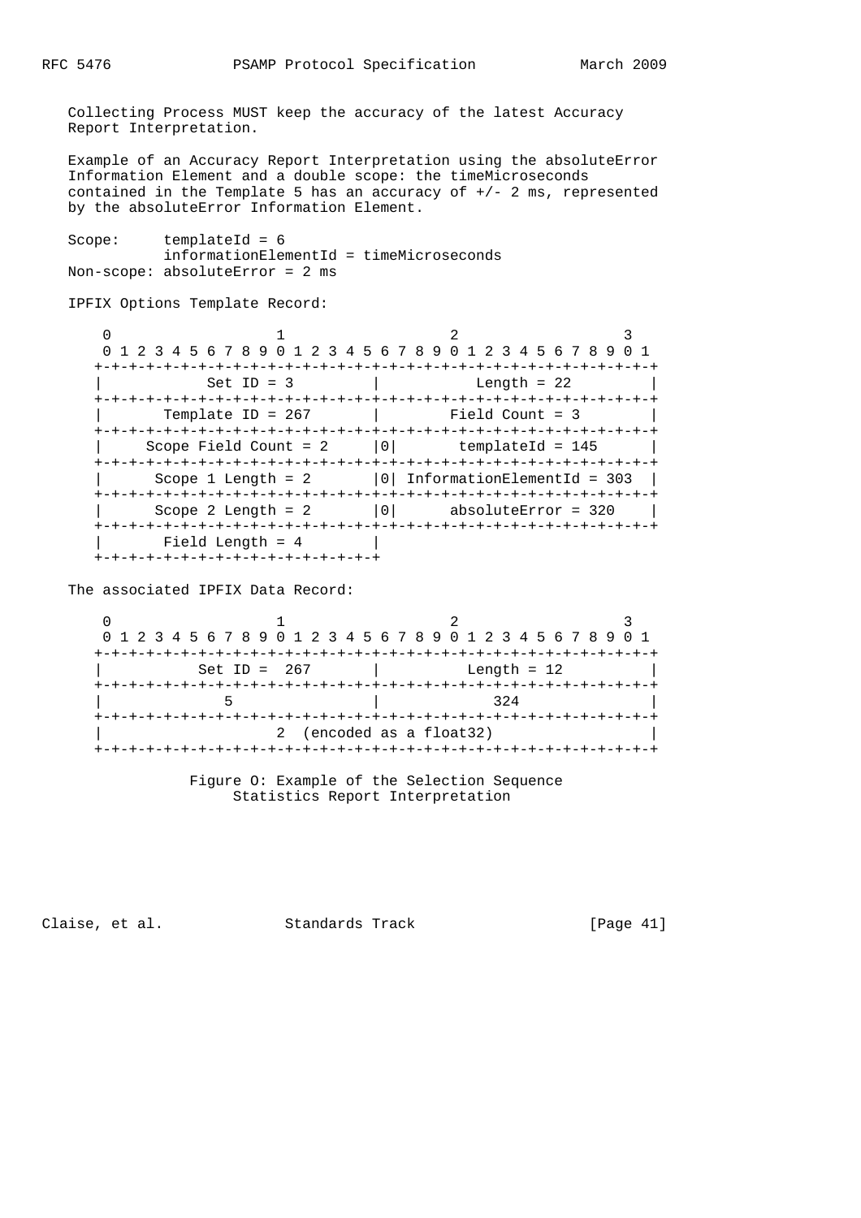Collecting Process MUST keep the accuracy of the latest Accuracy Report Interpretation.

Example of an Accuracy Report Interpretation using the absoluteError Information Element and a double scope: the timeMicroseconds contained in the Template 5 has an accuracy of +/- 2 ms, represented by the absoluteError Information Element.

```
Scope:     templateId = 6
           informationElementId = timeMicroseconds
Non-scope: absoluteError = 2 ms
```

IPFIX Options Template Record:

```
 0                   1                   2                   3
 0 1 2 3 4 5 6 7 8 9 0 1 2 3 4 5 6 7 8 9 0 1 2 3 4 5 6 7 8 9 0 1
+-+-+-+-+-+-+-+-+-+-+-+-+-+-+-+-+-+-+-+-+-+-+-+-+-+-+-+-+-+-+-+-+
|           Set ID = 3          |          Length = 22          |
+-+-+-+-+-+-+-+-+-+-+-+-+-+-+-+-+-+-+-+-+-+-+-+-+-+-+-+-+-+-+-+-+
|       Template ID = 267       |        Field Count = 3        |
+-+-+-+-+-+-+-+-+-+-+-+-+-+-+-+-+-+-+-+-+-+-+-+-+-+-+-+-+-+-+-+-+
|     Scope Field Count = 2     |0|       templateId = 145      |
+-+-+-+-+-+-+-+-+-+-+-+-+-+-+-+-+-+-+-+-+-+-+-+-+-+-+-+-+-+-+-+-+
|      Scope 1 Length = 2       |0| InformationElementId = 303  |
+-+-+-+-+-+-+-+-+-+-+-+-+-+-+-+-+-+-+-+-+-+-+-+-+-+-+-+-+-+-+-+-+
|      Scope 2 Length = 2       |0|      absoluteError = 320    |
+-+-+-+-+-+-+-+-+-+-+-+-+-+-+-+-+-+-+-+-+-+-+-+-+-+-+-+-+-+-+-+-+
|       Field Length = 4        |
+-+-+-+-+-+-+-+-+-+-+-+-+-+-+-+-+
```

The associated IPFIX Data Record:

```
 0                   1                   2                   3
 0 1 2 3 4 5 6 7 8 9 0 1 2 3 4 5 6 7 8 9 0 1 2 3 4 5 6 7 8 9 0 1
+-+-+-+-+-+-+-+-+-+-+-+-+-+-+-+-+-+-+-+-+-+-+-+-+-+-+-+-+-+-+-+-+
|          Set ID =  267        |         Length = 12           |
+-+-+-+-+-+-+-+-+-+-+-+-+-+-+-+-+-+-+-+-+-+-+-+-+-+-+-+-+-+-+-+-+
|             5                 |              324              |
+-+-+-+-+-+-+-+-+-+-+-+-+-+-+-+-+-+-+-+-+-+-+-+-+-+-+-+-+-+-+-+-+
|                   2  (encoded as a float32)                   |
+-+-+-+-+-+-+-+-+-+-+-+-+-+-+-+-+-+-+-+-+-+-+-+-+-+-+-+-+-+-+-+-+
```

Figure O: Example of the Selection Sequence Statistics Report Interpretation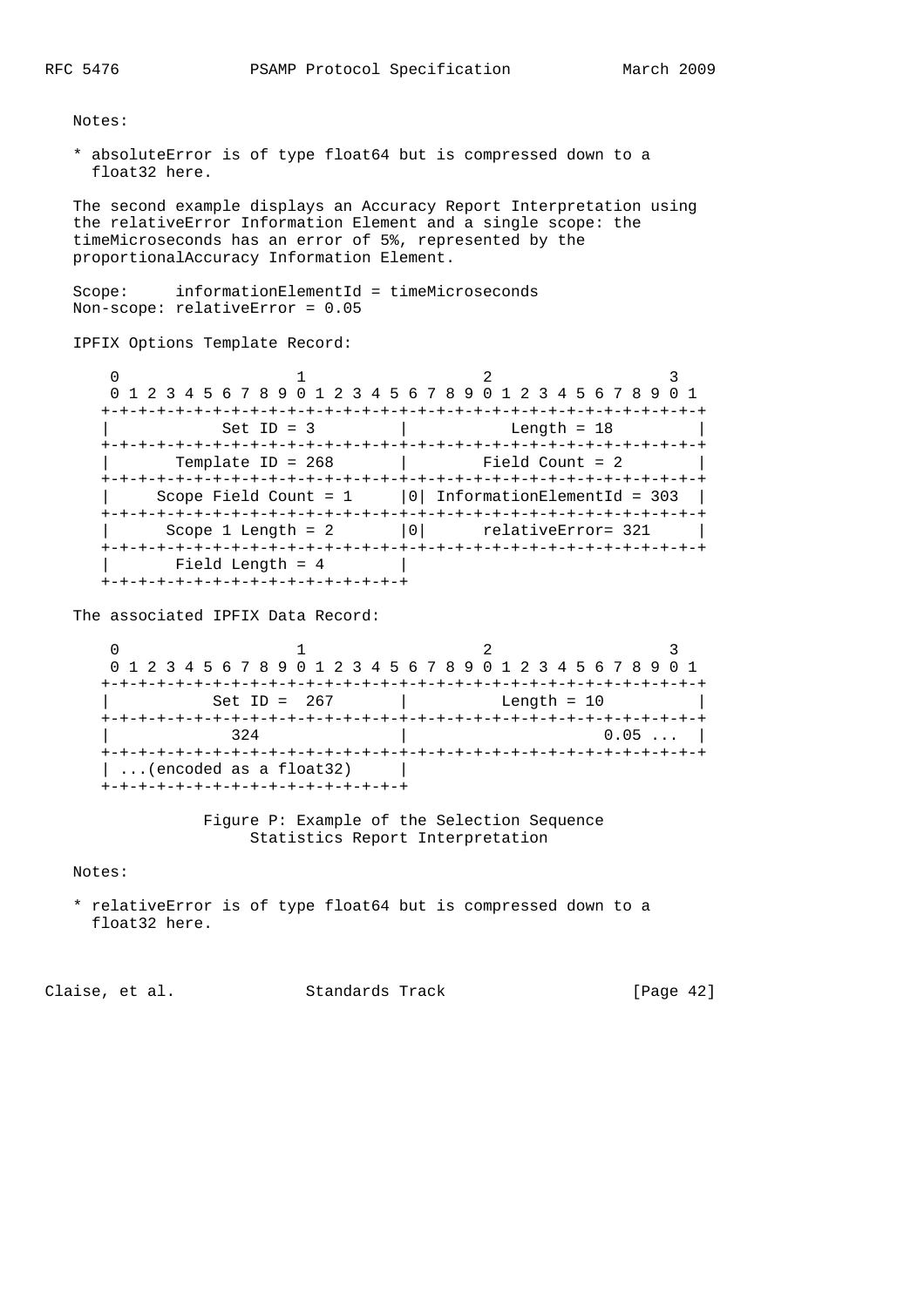Notes:

* absoluteError is of type float64 but is compressed down to a float32 here.

The second example displays an Accuracy Report Interpretation using the relativeError Information Element and a single scope: the timeMicroseconds has an error of 5%, represented by the proportionalAccuracy Information Element.

```
Scope:     informationElementId = timeMicroseconds
Non-scope: relativeError = 0.05
```

IPFIX Options Template Record:

```
 0                   1                   2                   3
 0 1 2 3 4 5 6 7 8 9 0 1 2 3 4 5 6 7 8 9 0 1 2 3 4 5 6 7 8 9 0 1
+-+-+-+-+-+-+-+-+-+-+-+-+-+-+-+-+-+-+-+-+-+-+-+-+-+-+-+-+-+-+-+-+
|          Set ID = 3           |          Length = 18          |
+-+-+-+-+-+-+-+-+-+-+-+-+-+-+-+-+-+-+-+-+-+-+-+-+-+-+-+-+-+-+-+-+
|       Template ID = 268       |        Field Count = 2        |
+-+-+-+-+-+-+-+-+-+-+-+-+-+-+-+-+-+-+-+-+-+-+-+-+-+-+-+-+-+-+-+-+
|     Scope Field Count = 1     |0| InformationElementId = 303  |
+-+-+-+-+-+-+-+-+-+-+-+-+-+-+-+-+-+-+-+-+-+-+-+-+-+-+-+-+-+-+-+-+
|      Scope 1 Length = 2       |0|      relativeError= 321     |
+-+-+-+-+-+-+-+-+-+-+-+-+-+-+-+-+-+-+-+-+-+-+-+-+-+-+-+-+-+-+-+-+
|       Field Length = 4        |
+-+-+-+-+-+-+-+-+-+-+-+-+-+-+-+-+
```

The associated IPFIX Data Record:

```
 0                   1                   2                   3
 0 1 2 3 4 5 6 7 8 9 0 1 2 3 4 5 6 7 8 9 0 1 2 3 4 5 6 7 8 9 0 1
+-+-+-+-+-+-+-+-+-+-+-+-+-+-+-+-+-+-+-+-+-+-+-+-+-+-+-+-+-+-+-+-+
|          Set ID =  267        |          Length = 10          |
+-+-+-+-+-+-+-+-+-+-+-+-+-+-+-+-+-+-+-+-+-+-+-+-+-+-+-+-+-+-+-+-+
|            324                |                     0.05 ...  |
+-+-+-+-+-+-+-+-+-+-+-+-+-+-+-+-+-+-+-+-+-+-+-+-+-+-+-+-+-+-+-+-+
| ...(encoded as a float32)     |
+-+-+-+-+-+-+-+-+-+-+-+-+-+-+-+-+
```

Figure P: Example of the Selection Sequence Statistics Report Interpretation

Notes:

* relativeError is of type float64 but is compressed down to a float32 here.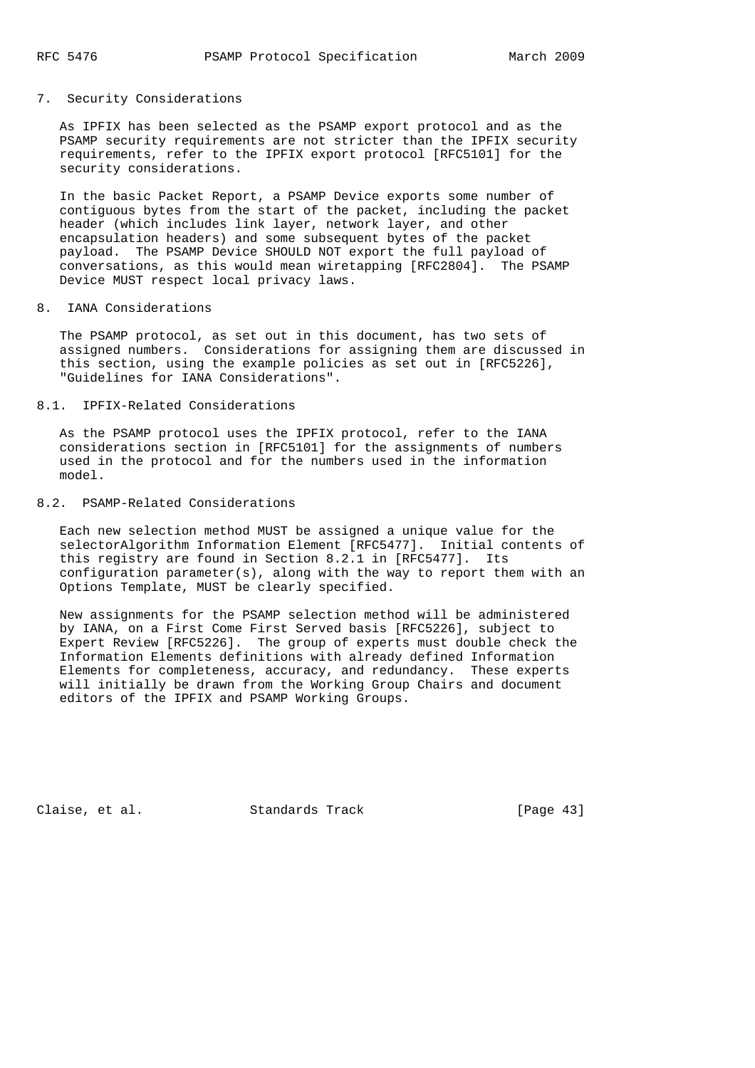## 7. Security Considerations

As IPFIX has been selected as the PSAMP export protocol and as the PSAMP security requirements are not stricter than the IPFIX security requirements, refer to the IPFIX export protocol [RFC5101] for the security considerations.

In the basic Packet Report, a PSAMP Device exports some number of contiguous bytes from the start of the packet, including the packet header (which includes link layer, network layer, and other encapsulation headers) and some subsequent bytes of the packet payload. The PSAMP Device SHOULD NOT export the full payload of conversations, as this would mean wiretapping [RFC2804]. The PSAMP Device MUST respect local privacy laws.

## 8. IANA Considerations

The PSAMP protocol, as set out in this document, has two sets of assigned numbers. Considerations for assigning them are discussed in this section, using the example policies as set out in [RFC5226], "Guidelines for IANA Considerations".

### 8.1. IPFIX-Related Considerations

As the PSAMP protocol uses the IPFIX protocol, refer to the IANA considerations section in [RFC5101] for the assignments of numbers used in the protocol and for the numbers used in the information model.

### 8.2. PSAMP-Related Considerations

Each new selection method MUST be assigned a unique value for the selectorAlgorithm Information Element [RFC5477]. Initial contents of this registry are found in Section 8.2.1 in [RFC5477]. Its configuration parameter(s), along with the way to report them with an Options Template, MUST be clearly specified.

New assignments for the PSAMP selection method will be administered by IANA, on a First Come First Served basis [RFC5226], subject to Expert Review [RFC5226]. The group of experts must double check the Information Elements definitions with already defined Information Elements for completeness, accuracy, and redundancy. These experts will initially be drawn from the Working Group Chairs and document editors of the IPFIX and PSAMP Working Groups.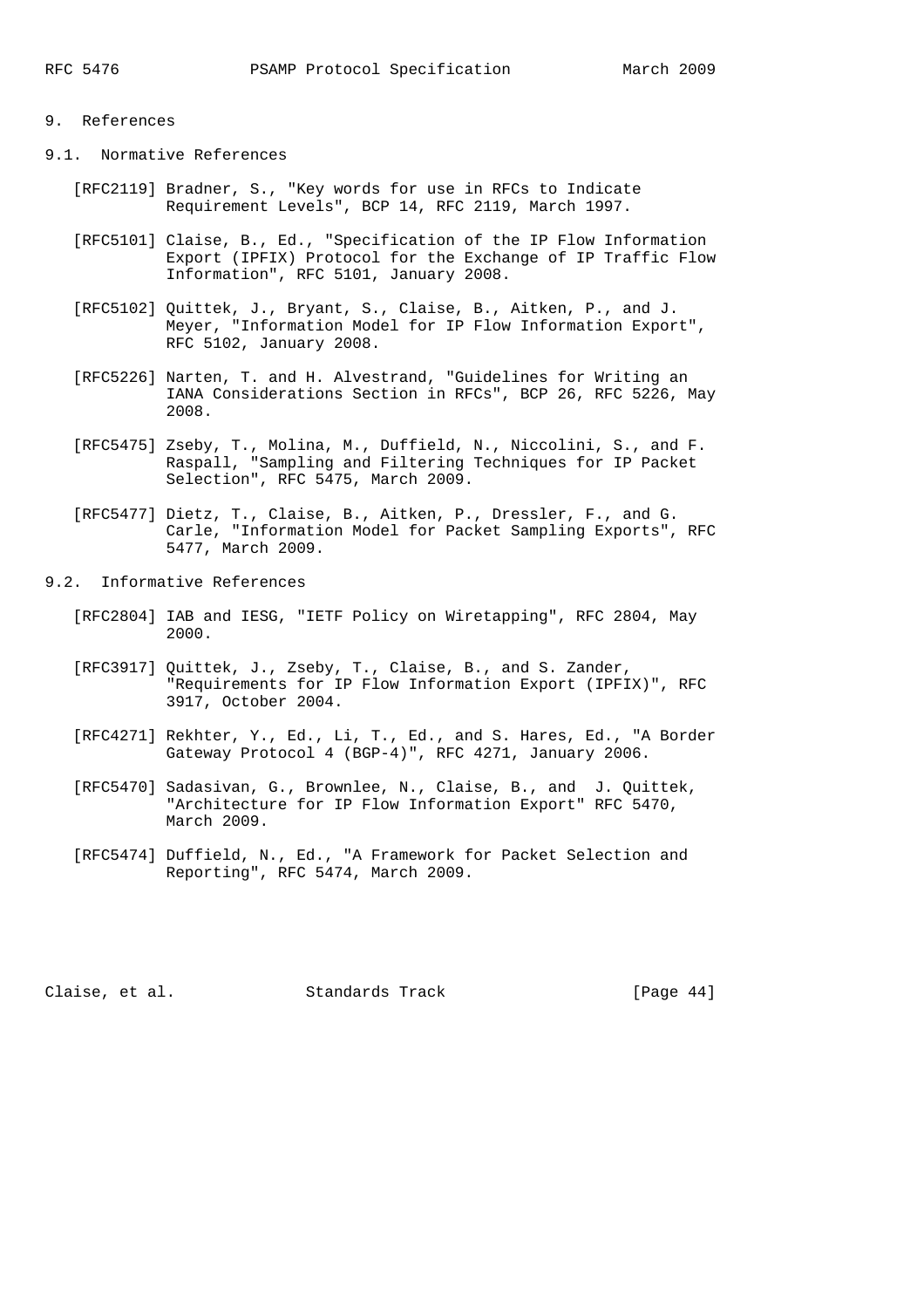# 9. References

## 9.1. Normative References

[RFC2119] Bradner, S., "Key words for use in RFCs to Indicate Requirement Levels", BCP 14, RFC 2119, March 1997.

[RFC5101] Claise, B., Ed., "Specification of the IP Flow Information Export (IPFIX) Protocol for the Exchange of IP Traffic Flow Information", RFC 5101, January 2008.

[RFC5102] Quittek, J., Bryant, S., Claise, B., Aitken, P., and J. Meyer, "Information Model for IP Flow Information Export", RFC 5102, January 2008.

[RFC5226] Narten, T. and H. Alvestrand, "Guidelines for Writing an IANA Considerations Section in RFCs", BCP 26, RFC 5226, May 2008.

[RFC5475] Zseby, T., Molina, M., Duffield, N., Niccolini, S., and F. Raspall, "Sampling and Filtering Techniques for IP Packet Selection", RFC 5475, March 2009.

[RFC5477] Dietz, T., Claise, B., Aitken, P., Dressler, F., and G. Carle, "Information Model for Packet Sampling Exports", RFC 5477, March 2009.

## 9.2. Informative References

[RFC2804] IAB and IESG, "IETF Policy on Wiretapping", RFC 2804, May 2000.

[RFC3917] Quittek, J., Zseby, T., Claise, B., and S. Zander, "Requirements for IP Flow Information Export (IPFIX)", RFC 3917, October 2004.

[RFC4271] Rekhter, Y., Ed., Li, T., Ed., and S. Hares, Ed., "A Border Gateway Protocol 4 (BGP-4)", RFC 4271, January 2006.

[RFC5470] Sadasivan, G., Brownlee, N., Claise, B., and J. Quittek, "Architecture for IP Flow Information Export" RFC 5470, March 2009.

[RFC5474] Duffield, N., Ed., "A Framework for Packet Selection and Reporting", RFC 5474, March 2009.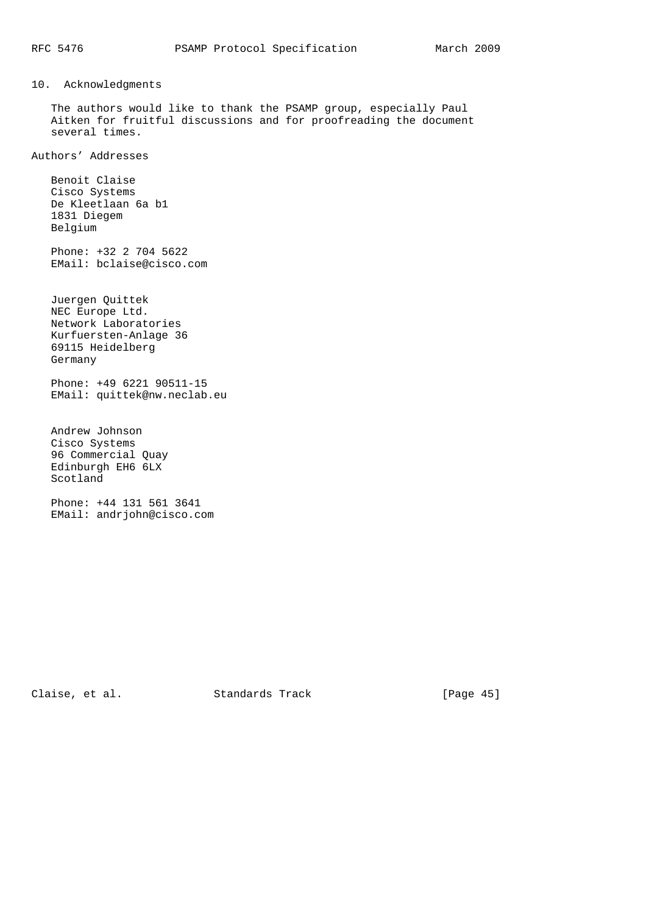## 10. Acknowledgments

The authors would like to thank the PSAMP group, especially Paul Aitken for fruitful discussions and for proofreading the document several times.

## Authors' Addresses

Benoit Claise
Cisco Systems
De Kleetlaan 6a b1
1831 Diegem
Belgium

Phone: +32 2 704 5622
EMail: bclaise@cisco.com

Juergen Quittek
NEC Europe Ltd.
Network Laboratories
Kurfuersten-Anlage 36
69115 Heidelberg
Germany

Phone: +49 6221 90511-15
EMail: quittek@nw.neclab.eu

Andrew Johnson
Cisco Systems
96 Commercial Quay
Edinburgh EH6 6LX
Scotland

Phone: +44 131 561 3641
EMail: andrjohn@cisco.com